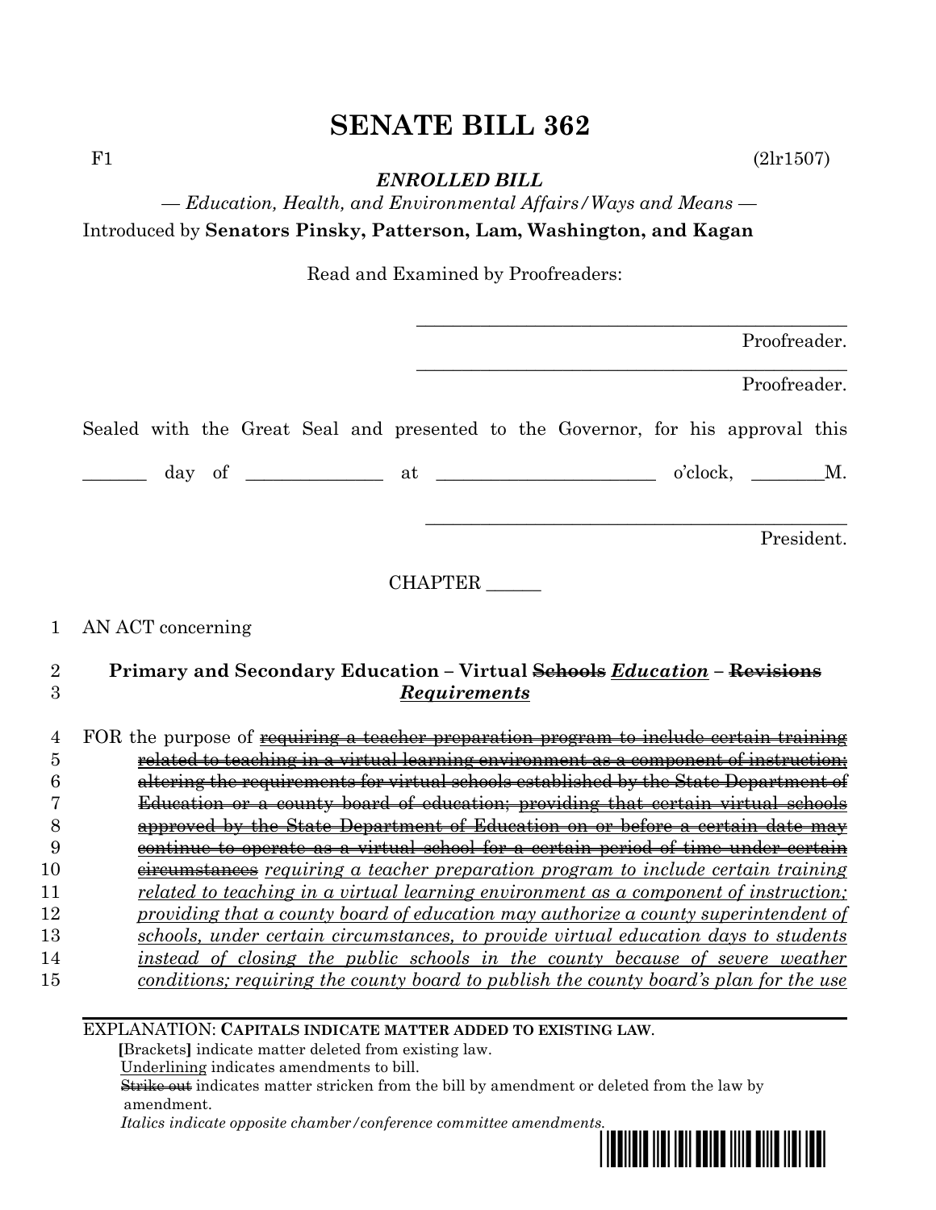# SENATE BILL 362

F1 (2lr1507)

***ENROLLED BILL***

*— Education, Health, and Environmental Affairs/Ways and Means —*

Introduced by **Senators Pinsky, Patterson, Lam, Washington, and Kagan**

Read and Examined by Proofreaders:

_______________________________________________ Proofreader.

_______________________________________________ Proofreader.

Sealed with the Great Seal and presented to the Governor, for his approval this

_______ day of ______________ at ________________________ o'clock, ________M.

_______________________________________________ President.

CHAPTER ______

1 AN ACT concerning

2 **Primary and Secondary Education – Virtual ~~Schools~~ *Education* – ~~Revisions~~**
3 ***Requirements***

4 FOR the purpose of ~~requiring a teacher preparation program to include certain training~~
5 ~~related to teaching in a virtual learning environment as a component of instruction;~~
6 ~~altering the requirements for virtual schools established by the State Department of~~
7 ~~Education or a county board of education; providing that certain virtual schools~~
8 ~~approved by the State Department of Education on or before a certain date may~~
9 ~~continue to operate as a virtual school for a certain period of time under certain~~
10 ~~circumstances~~ *requiring a teacher preparation program to include certain training*
11 *related to teaching in a virtual learning environment as a component of instruction;*
12 *providing that a county board of education may authorize a county superintendent of*
13 *schools, under certain circumstances, to provide virtual education days to students*
14 *instead of closing the public schools in the county because of severe weather*
15 *conditions; requiring the county board to publish the county board's plan for the use*

EXPLANATION: **CAPITALS INDICATE MATTER ADDED TO EXISTING LAW.**
**[**Brackets**]** indicate matter deleted from existing law.
Underlining indicates amendments to bill.
~~Strike out~~ indicates matter stricken from the bill by amendment or deleted from the law by amendment.
*Italics indicate opposite chamber/conference committee amendments.*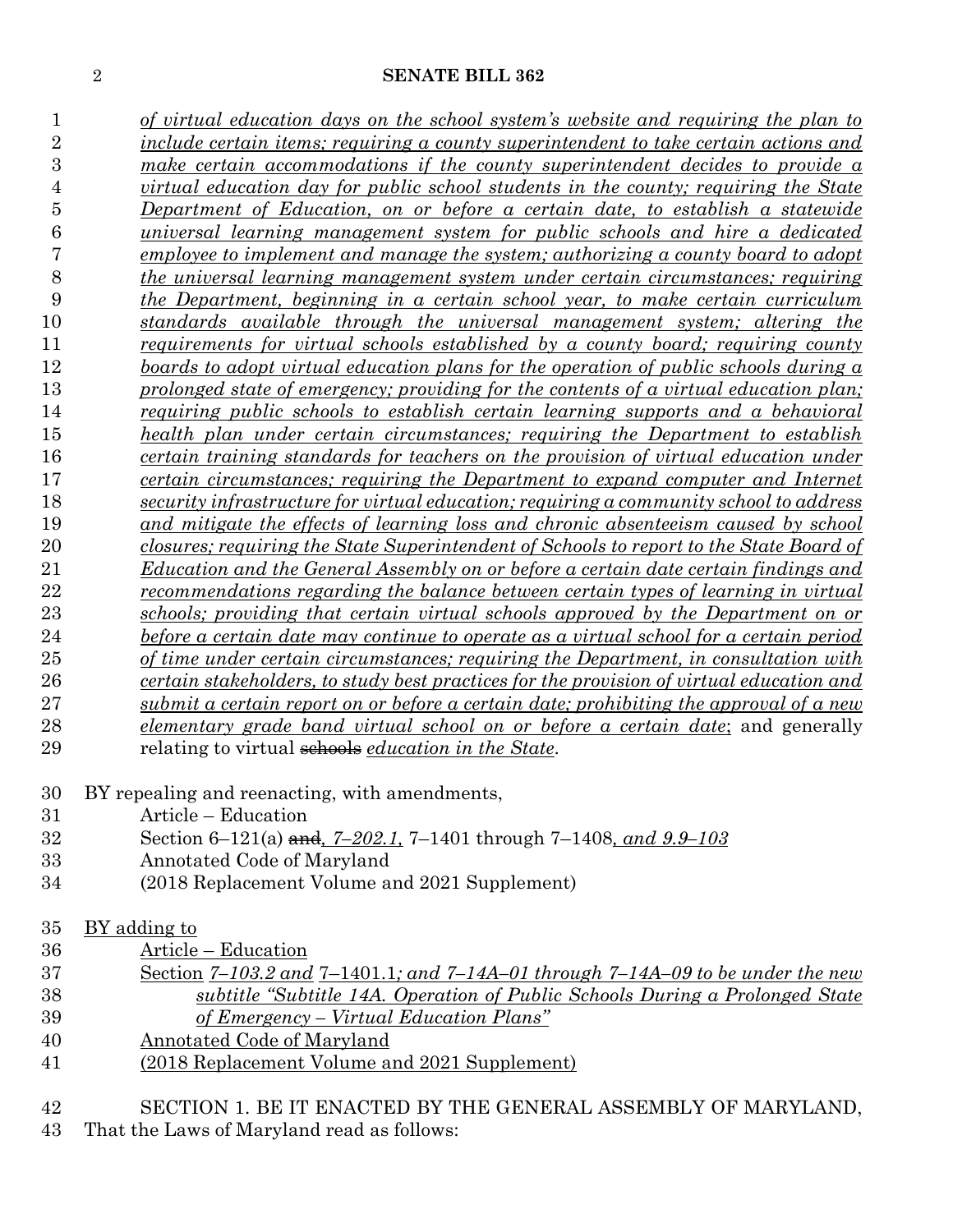*of virtual education days on the school system's website and requiring the plan to include certain items; requiring a county superintendent to take certain actions and make certain accommodations if the county superintendent decides to provide a virtual education day for public school students in the county; requiring the State Department of Education, on or before a certain date, to establish a statewide universal learning management system for public schools and hire a dedicated employee to implement and manage the system; authorizing a county board to adopt the universal learning management system under certain circumstances; requiring the Department, beginning in a certain school year, to make certain curriculum standards available through the universal management system; altering the requirements for virtual schools established by a county board; requiring county boards to adopt virtual education plans for the operation of public schools during a prolonged state of emergency; providing for the contents of a virtual education plan; requiring public schools to establish certain learning supports and a behavioral health plan under certain circumstances; requiring the Department to establish certain training standards for teachers on the provision of virtual education under certain circumstances; requiring the Department to expand computer and Internet security infrastructure for virtual education; requiring a community school to address and mitigate the effects of learning loss and chronic absenteeism caused by school closures; requiring the State Superintendent of Schools to report to the State Board of Education and the General Assembly on or before a certain date certain findings and recommendations regarding the balance between certain types of learning in virtual schools; providing that certain virtual schools approved by the Department on or before a certain date may continue to operate as a virtual school for a certain period of time under certain circumstances; requiring the Department, in consultation with certain stakeholders, to study best practices for the provision of virtual education and submit a certain report on or before a certain date; prohibiting the approval of a new elementary grade band virtual school on or before a certain date*; and generally relating to virtual ~~schools~~ *education in the State*.

BY repealing and reenacting, with amendments,
Article – Education
Section 6–121(a) ~~and~~*, 7–202.1,* 7–1401 through 7–1408*, and 9.9–103*
Annotated Code of Maryland
(2018 Replacement Volume and 2021 Supplement)

BY adding to
Article – Education
Section *7–103.2 and* 7–1401.1*; and 7–14A–01 through 7–14A–09 to be under the new subtitle "Subtitle 14A. Operation of Public Schools During a Prolonged State of Emergency – Virtual Education Plans"*
Annotated Code of Maryland
(2018 Replacement Volume and 2021 Supplement)

SECTION 1. BE IT ENACTED BY THE GENERAL ASSEMBLY OF MARYLAND, That the Laws of Maryland read as follows: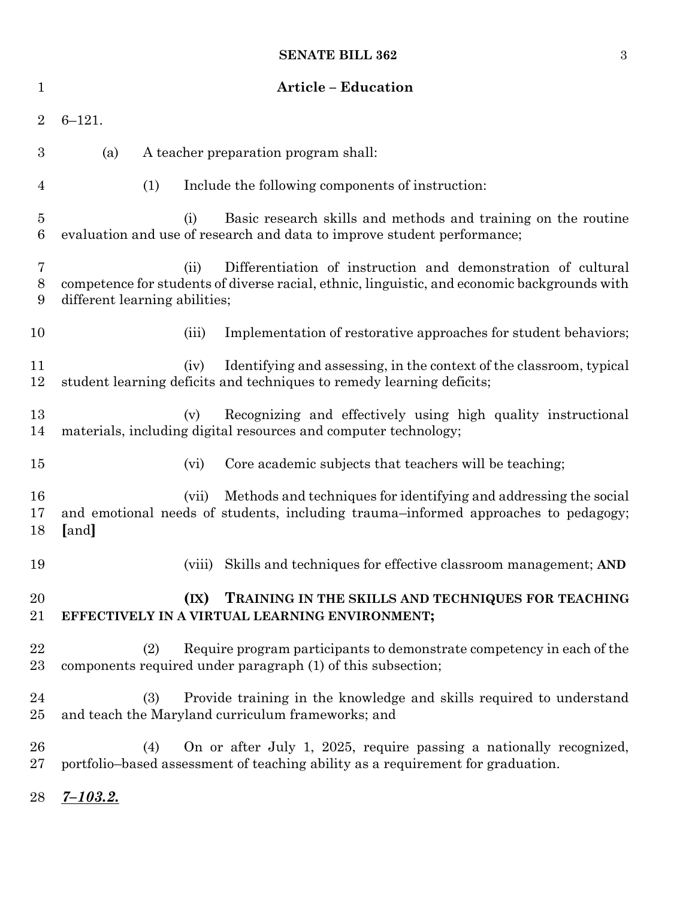**Article – Education**

6–121.

(a) A teacher preparation program shall:

(1) Include the following components of instruction:

(i) Basic research skills and methods and training on the routine evaluation and use of research and data to improve student performance;

(ii) Differentiation of instruction and demonstration of cultural competence for students of diverse racial, ethnic, linguistic, and economic backgrounds with different learning abilities;

(iii) Implementation of restorative approaches for student behaviors;

(iv) Identifying and assessing, in the context of the classroom, typical student learning deficits and techniques to remedy learning deficits;

(v) Recognizing and effectively using high quality instructional materials, including digital resources and computer technology;

(vi) Core academic subjects that teachers will be teaching;

(vii) Methods and techniques for identifying and addressing the social and emotional needs of students, including trauma–informed approaches to pedagogy; **[**and**]**

(viii) Skills and techniques for effective classroom management; **AND**

**(IX) TRAINING IN THE SKILLS AND TECHNIQUES FOR TEACHING EFFECTIVELY IN A VIRTUAL LEARNING ENVIRONMENT;**

(2) Require program participants to demonstrate competency in each of the components required under paragraph (1) of this subsection;

(3) Provide training in the knowledge and skills required to understand and teach the Maryland curriculum frameworks; and

(4) On or after July 1, 2025, require passing a nationally recognized, portfolio–based assessment of teaching ability as a requirement for graduation.

***7–103.2.***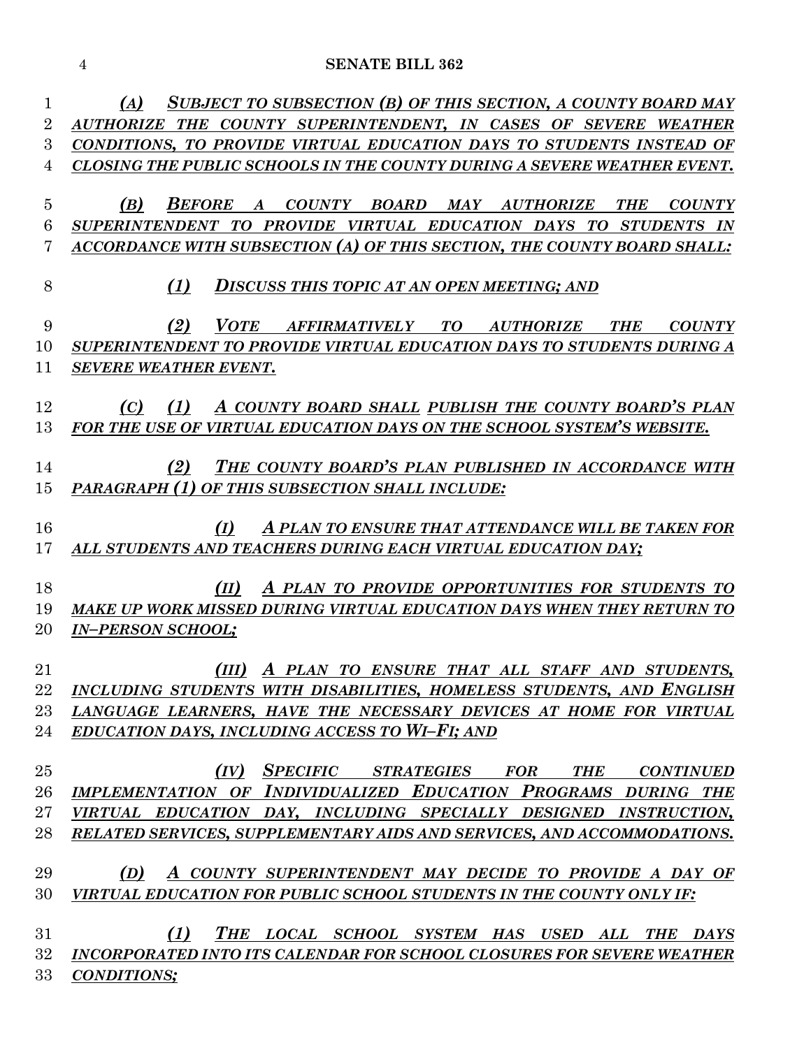*(A) SUBJECT TO SUBSECTION (B) OF THIS SECTION, A COUNTY BOARD MAY AUTHORIZE THE COUNTY SUPERINTENDENT, IN CASES OF SEVERE WEATHER CONDITIONS, TO PROVIDE VIRTUAL EDUCATION DAYS TO STUDENTS INSTEAD OF CLOSING THE PUBLIC SCHOOLS IN THE COUNTY DURING A SEVERE WEATHER EVENT.*

*(B) BEFORE A COUNTY BOARD MAY AUTHORIZE THE COUNTY SUPERINTENDENT TO PROVIDE VIRTUAL EDUCATION DAYS TO STUDENTS IN ACCORDANCE WITH SUBSECTION (A) OF THIS SECTION, THE COUNTY BOARD SHALL:*

*(1) DISCUSS THIS TOPIC AT AN OPEN MEETING; AND*

*(2) VOTE AFFIRMATIVELY TO AUTHORIZE THE COUNTY SUPERINTENDENT TO PROVIDE VIRTUAL EDUCATION DAYS TO STUDENTS DURING A SEVERE WEATHER EVENT.*

*(C) (1) A COUNTY BOARD SHALL PUBLISH THE COUNTY BOARD'S PLAN FOR THE USE OF VIRTUAL EDUCATION DAYS ON THE SCHOOL SYSTEM'S WEBSITE.*

*(2) THE COUNTY BOARD'S PLAN PUBLISHED IN ACCORDANCE WITH PARAGRAPH (1) OF THIS SUBSECTION SHALL INCLUDE:*

*(I) A PLAN TO ENSURE THAT ATTENDANCE WILL BE TAKEN FOR ALL STUDENTS AND TEACHERS DURING EACH VIRTUAL EDUCATION DAY;*

*(II) A PLAN TO PROVIDE OPPORTUNITIES FOR STUDENTS TO MAKE UP WORK MISSED DURING VIRTUAL EDUCATION DAYS WHEN THEY RETURN TO IN–PERSON SCHOOL;*

*(III) A PLAN TO ENSURE THAT ALL STAFF AND STUDENTS, INCLUDING STUDENTS WITH DISABILITIES, HOMELESS STUDENTS, AND ENGLISH LANGUAGE LEARNERS, HAVE THE NECESSARY DEVICES AT HOME FOR VIRTUAL EDUCATION DAYS, INCLUDING ACCESS TO WI–FI; AND*

*(IV) SPECIFIC STRATEGIES FOR THE CONTINUED IMPLEMENTATION OF INDIVIDUALIZED EDUCATION PROGRAMS DURING THE VIRTUAL EDUCATION DAY, INCLUDING SPECIALLY DESIGNED INSTRUCTION, RELATED SERVICES, SUPPLEMENTARY AIDS AND SERVICES, AND ACCOMMODATIONS.*

*(D) A COUNTY SUPERINTENDENT MAY DECIDE TO PROVIDE A DAY OF VIRTUAL EDUCATION FOR PUBLIC SCHOOL STUDENTS IN THE COUNTY ONLY IF:*

*(1) THE LOCAL SCHOOL SYSTEM HAS USED ALL THE DAYS INCORPORATED INTO ITS CALENDAR FOR SCHOOL CLOSURES FOR SEVERE WEATHER CONDITIONS;*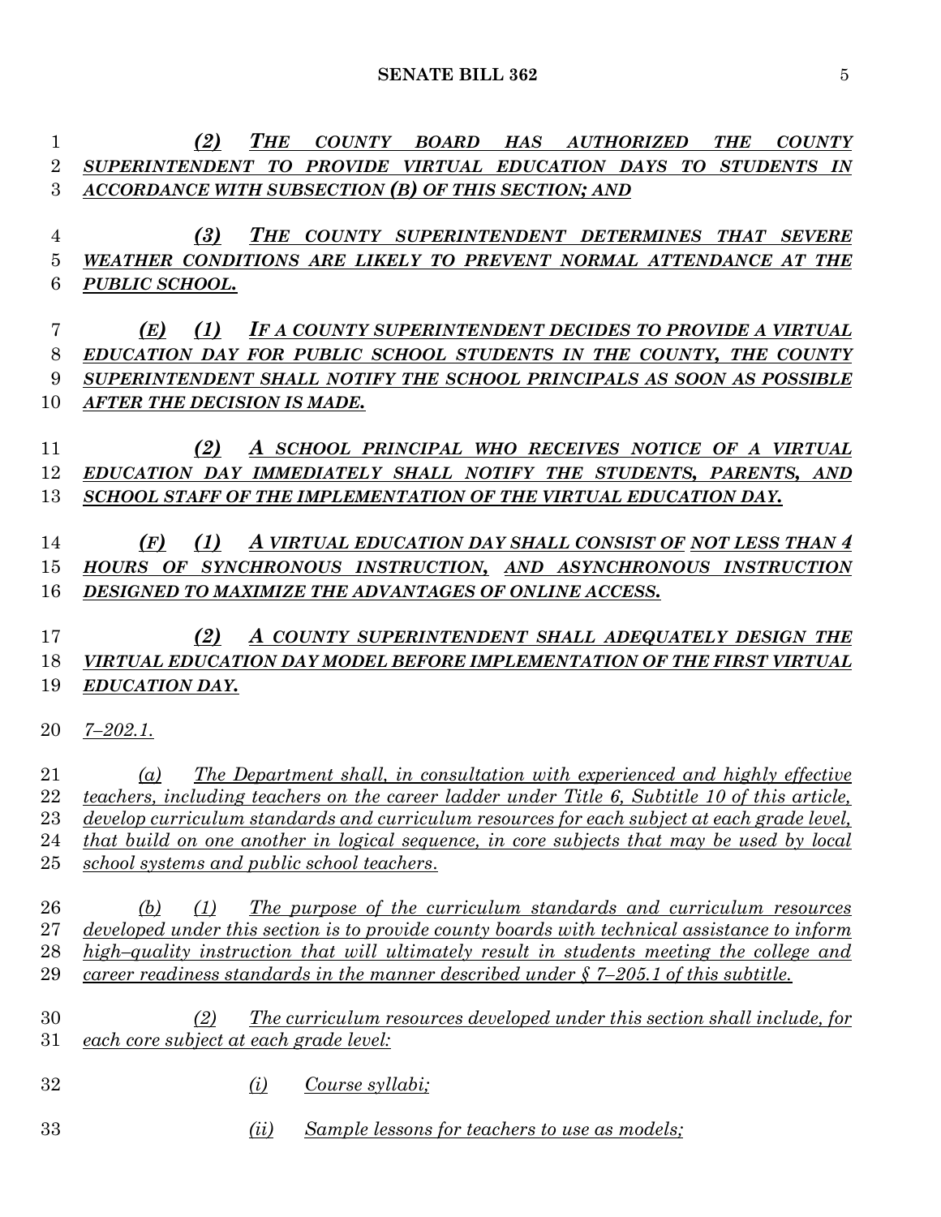*(2) THE COUNTY BOARD HAS AUTHORIZED THE COUNTY SUPERINTENDENT TO PROVIDE VIRTUAL EDUCATION DAYS TO STUDENTS IN ACCORDANCE WITH SUBSECTION (B) OF THIS SECTION; AND*

*(3) THE COUNTY SUPERINTENDENT DETERMINES THAT SEVERE WEATHER CONDITIONS ARE LIKELY TO PREVENT NORMAL ATTENDANCE AT THE PUBLIC SCHOOL.*

*(E) (1) IF A COUNTY SUPERINTENDENT DECIDES TO PROVIDE A VIRTUAL EDUCATION DAY FOR PUBLIC SCHOOL STUDENTS IN THE COUNTY, THE COUNTY SUPERINTENDENT SHALL NOTIFY THE SCHOOL PRINCIPALS AS SOON AS POSSIBLE AFTER THE DECISION IS MADE.*

*(2) A SCHOOL PRINCIPAL WHO RECEIVES NOTICE OF A VIRTUAL EDUCATION DAY IMMEDIATELY SHALL NOTIFY THE STUDENTS, PARENTS, AND SCHOOL STAFF OF THE IMPLEMENTATION OF THE VIRTUAL EDUCATION DAY.*

*(F) (1) A VIRTUAL EDUCATION DAY SHALL CONSIST OF NOT LESS THAN 4 HOURS OF SYNCHRONOUS INSTRUCTION, AND ASYNCHRONOUS INSTRUCTION DESIGNED TO MAXIMIZE THE ADVANTAGES OF ONLINE ACCESS.*

*(2) A COUNTY SUPERINTENDENT SHALL ADEQUATELY DESIGN THE VIRTUAL EDUCATION DAY MODEL BEFORE IMPLEMENTATION OF THE FIRST VIRTUAL EDUCATION DAY.*

*7–202.1.*

*(a) The Department shall, in consultation with experienced and highly effective teachers, including teachers on the career ladder under Title 6, Subtitle 10 of this article, develop curriculum standards and curriculum resources for each subject at each grade level, that build on one another in logical sequence, in core subjects that may be used by local school systems and public school teachers.*

*(b) (1) The purpose of the curriculum standards and curriculum resources developed under this section is to provide county boards with technical assistance to inform high–quality instruction that will ultimately result in students meeting the college and career readiness standards in the manner described under § 7–205.1 of this subtitle.*

*(2) The curriculum resources developed under this section shall include, for each core subject at each grade level:*

*(i) Course syllabi;*

*(ii) Sample lessons for teachers to use as models;*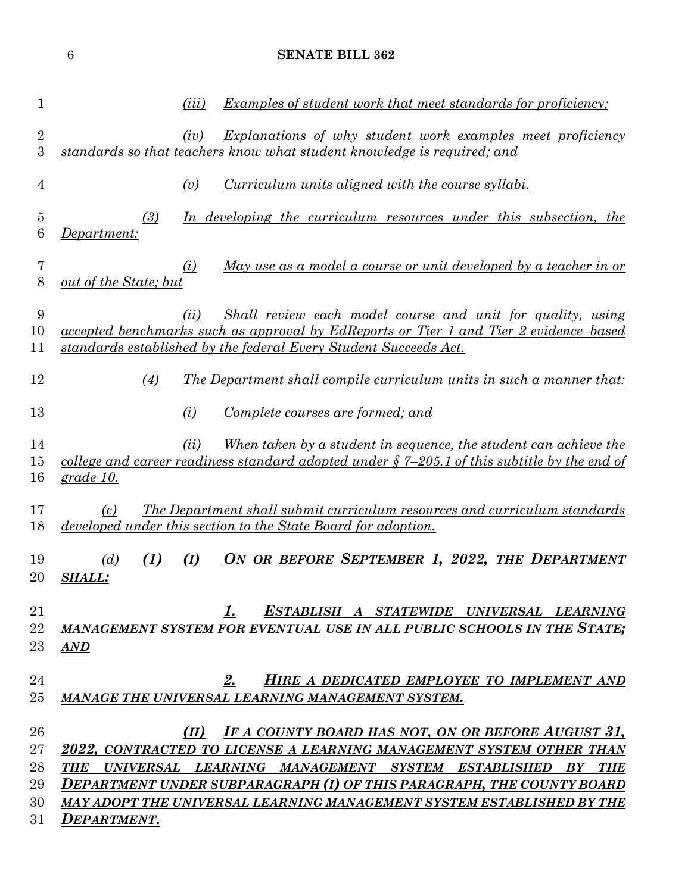*(iii) Examples of student work that meet standards for proficiency;*

*(iv) Explanations of why student work examples meet proficiency standards so that teachers know what student knowledge is required; and*

*(v) Curriculum units aligned with the course syllabi.*

*(3) In developing the curriculum resources under this subsection, the Department:*

*(i) May use as a model a course or unit developed by a teacher in or out of the State; but*

*(ii) Shall review each model course and unit for quality, using accepted benchmarks such as approval by EdReports or Tier 1 and Tier 2 evidence–based standards established by the federal Every Student Succeeds Act.*

*(4) The Department shall compile curriculum units in such a manner that:*

*(i) Complete courses are formed; and*

*(ii) When taken by a student in sequence, the student can achieve the college and career readiness standard adopted under § 7–205.1 of this subtitle by the end of grade 10.*

*(c) The Department shall submit curriculum resources and curriculum standards developed under this section to the State Board for adoption.*

*(d)* ***(1) (I) ON OR BEFORE SEPTEMBER 1, 2022, THE DEPARTMENT SHALL:***

***1. ESTABLISH A STATEWIDE UNIVERSAL LEARNING MANAGEMENT SYSTEM FOR EVENTUAL USE IN ALL PUBLIC SCHOOLS IN THE STATE; AND***

***2. HIRE A DEDICATED EMPLOYEE TO IMPLEMENT AND MANAGE THE UNIVERSAL LEARNING MANAGEMENT SYSTEM.***

***(II) IF A COUNTY BOARD HAS NOT, ON OR BEFORE AUGUST 31, 2022, CONTRACTED TO LICENSE A LEARNING MANAGEMENT SYSTEM OTHER THAN THE UNIVERSAL LEARNING MANAGEMENT SYSTEM ESTABLISHED BY THE DEPARTMENT UNDER SUBPARAGRAPH (I) OF THIS PARAGRAPH, THE COUNTY BOARD MAY ADOPT THE UNIVERSAL LEARNING MANAGEMENT SYSTEM ESTABLISHED BY THE DEPARTMENT.***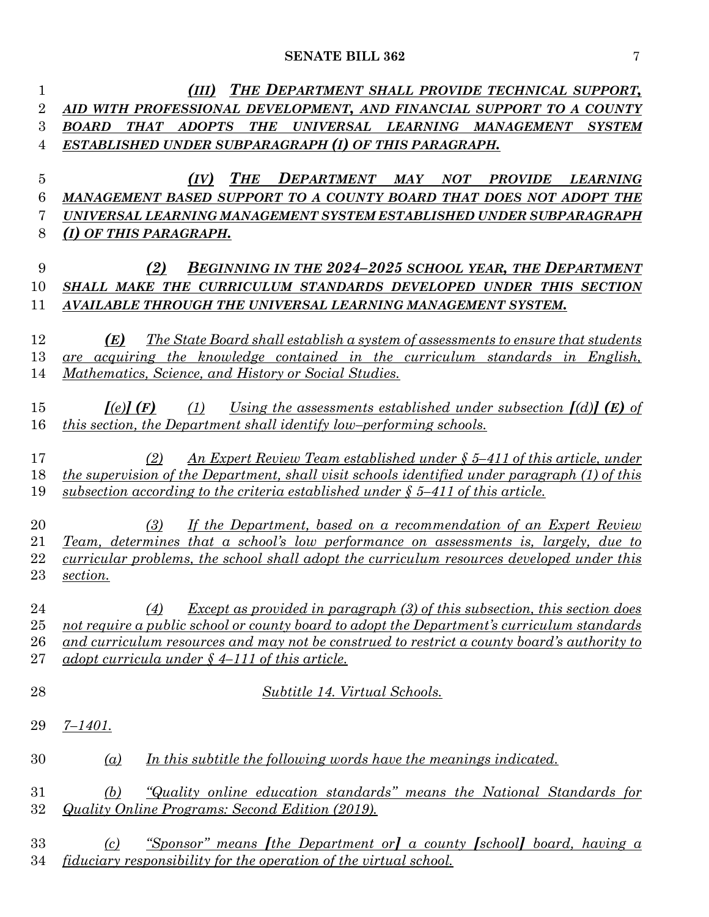(III) THE DEPARTMENT SHALL PROVIDE TECHNICAL SUPPORT, AID WITH PROFESSIONAL DEVELOPMENT, AND FINANCIAL SUPPORT TO A COUNTY BOARD THAT ADOPTS THE UNIVERSAL LEARNING MANAGEMENT SYSTEM ESTABLISHED UNDER SUBPARAGRAPH (I) OF THIS PARAGRAPH.

(IV) THE DEPARTMENT MAY NOT PROVIDE LEARNING MANAGEMENT BASED SUPPORT TO A COUNTY BOARD THAT DOES NOT ADOPT THE UNIVERSAL LEARNING MANAGEMENT SYSTEM ESTABLISHED UNDER SUBPARAGRAPH (I) OF THIS PARAGRAPH.

(2) BEGINNING IN THE 2024–2025 SCHOOL YEAR, THE DEPARTMENT SHALL MAKE THE CURRICULUM STANDARDS DEVELOPED UNDER THIS SECTION AVAILABLE THROUGH THE UNIVERSAL LEARNING MANAGEMENT SYSTEM.

*(E)* The State Board shall establish a system of assessments to ensure that students are acquiring the knowledge contained in the curriculum standards in English, Mathematics, Science, and History or Social Studies.

[(e)] *(F)* (1) Using the assessments established under subsection [(d)] *(E)* of this section, the Department shall identify low–performing schools.

(2) An Expert Review Team established under § 5–411 of this article, under the supervision of the Department, shall visit schools identified under paragraph (1) of this subsection according to the criteria established under § 5–411 of this article.

(3) If the Department, based on a recommendation of an Expert Review Team, determines that a school's low performance on assessments is, largely, due to curricular problems, the school shall adopt the curriculum resources developed under this section.

(4) Except as provided in paragraph (3) of this subsection, this section does not require a public school or county board to adopt the Department's curriculum standards and curriculum resources and may not be construed to restrict a county board's authority to adopt curricula under § 4–111 of this article.

Subtitle 14. Virtual Schools.

7–1401.

(a) In this subtitle the following words have the meanings indicated.

(b) "Quality online education standards" means the National Standards for Quality Online Programs: Second Edition (2019).

(c) "Sponsor" means [the Department or] a county [school] board, having a fiduciary responsibility for the operation of the virtual school.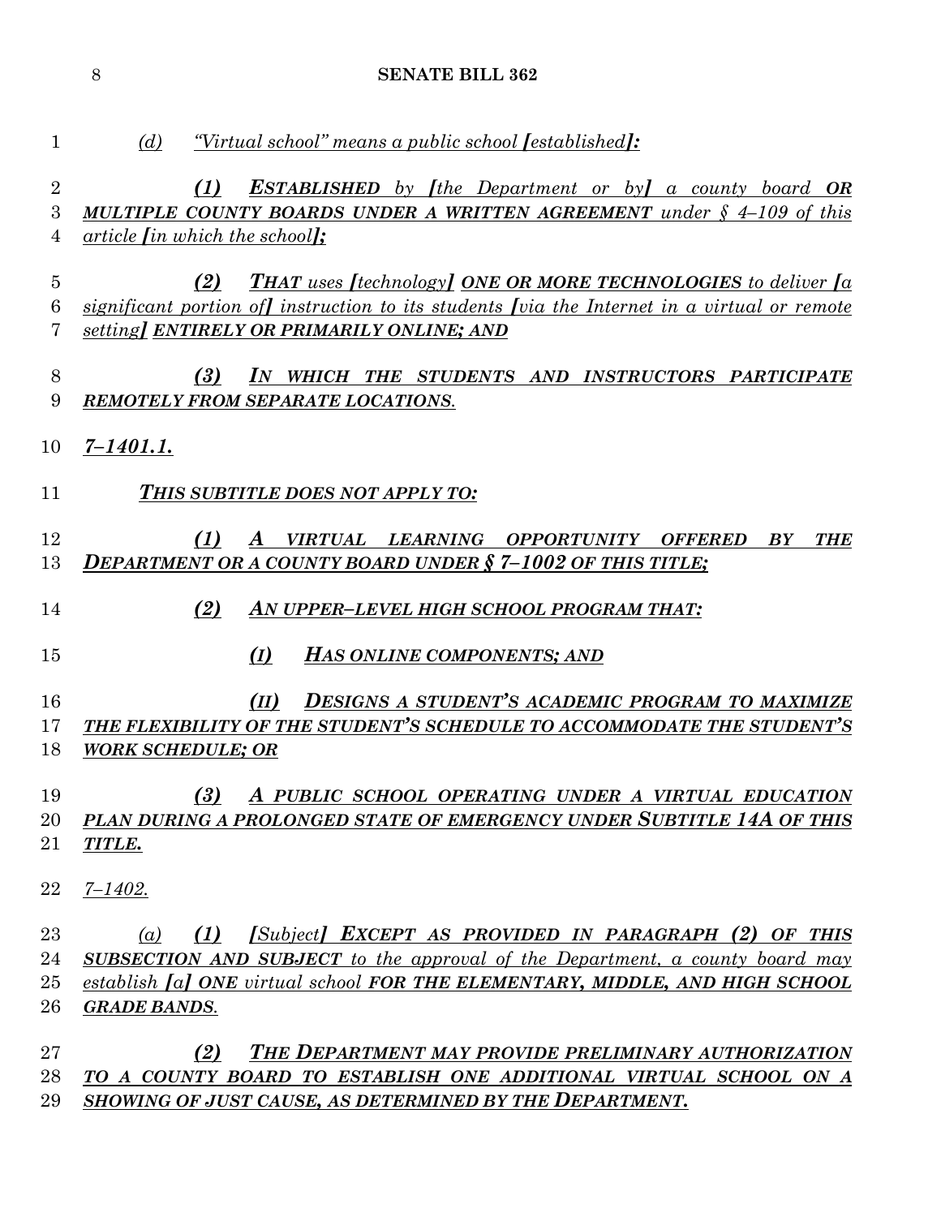(d) "Virtual school" means a public school [established]:

(1) **ESTABLISHED** by [the Department or by] a county board **OR MULTIPLE COUNTY BOARDS UNDER A WRITTEN AGREEMENT** under § 4–109 of this article [in which the school];

(2) **THAT** uses [technology] **ONE OR MORE TECHNOLOGIES** to deliver [a significant portion of] instruction to its students [via the Internet in a virtual or remote setting] **ENTIRELY OR PRIMARILY ONLINE; AND**

(3) **IN WHICH THE STUDENTS AND INSTRUCTORS PARTICIPATE REMOTELY FROM SEPARATE LOCATIONS.**

**7–1401.1.**

**THIS SUBTITLE DOES NOT APPLY TO:**

(1) **A VIRTUAL LEARNING OPPORTUNITY OFFERED BY THE DEPARTMENT OR A COUNTY BOARD UNDER § 7–1002 OF THIS TITLE;**

(2) **AN UPPER–LEVEL HIGH SCHOOL PROGRAM THAT:**

(I) **HAS ONLINE COMPONENTS; AND**

(II) **DESIGNS A STUDENT'S ACADEMIC PROGRAM TO MAXIMIZE THE FLEXIBILITY OF THE STUDENT'S SCHEDULE TO ACCOMMODATE THE STUDENT'S WORK SCHEDULE; OR**

(3) **A PUBLIC SCHOOL OPERATING UNDER A VIRTUAL EDUCATION PLAN DURING A PROLONGED STATE OF EMERGENCY UNDER SUBTITLE 14A OF THIS TITLE.**

7–1402.

(a) (1) [Subject] **EXCEPT AS PROVIDED IN PARAGRAPH (2) OF THIS SUBSECTION AND SUBJECT** to the approval of the Department, a county board may establish [a] **ONE** virtual school **FOR THE ELEMENTARY, MIDDLE, AND HIGH SCHOOL GRADE BANDS.**

(2) **THE DEPARTMENT MAY PROVIDE PRELIMINARY AUTHORIZATION TO A COUNTY BOARD TO ESTABLISH ONE ADDITIONAL VIRTUAL SCHOOL ON A SHOWING OF JUST CAUSE, AS DETERMINED BY THE DEPARTMENT.**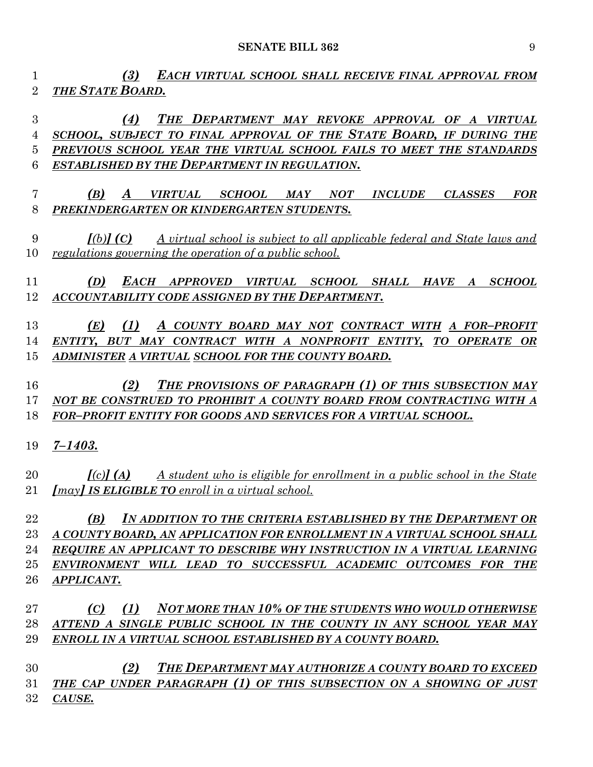(3) EACH VIRTUAL SCHOOL SHALL RECEIVE FINAL APPROVAL FROM THE STATE BOARD.

(4) THE DEPARTMENT MAY REVOKE APPROVAL OF A VIRTUAL SCHOOL, SUBJECT TO FINAL APPROVAL OF THE STATE BOARD, IF DURING THE PREVIOUS SCHOOL YEAR THE VIRTUAL SCHOOL FAILS TO MEET THE STANDARDS ESTABLISHED BY THE DEPARTMENT IN REGULATION.

(B) A VIRTUAL SCHOOL MAY NOT INCLUDE CLASSES FOR PREKINDERGARTEN OR KINDERGARTEN STUDENTS.

[(b)] (C) A virtual school is subject to all applicable federal and State laws and regulations governing the operation of a public school.

(D) EACH APPROVED VIRTUAL SCHOOL SHALL HAVE A SCHOOL ACCOUNTABILITY CODE ASSIGNED BY THE DEPARTMENT.

(E) (1) A COUNTY BOARD MAY NOT CONTRACT WITH A FOR–PROFIT ENTITY, BUT MAY CONTRACT WITH A NONPROFIT ENTITY, TO OPERATE OR ADMINISTER A VIRTUAL SCHOOL FOR THE COUNTY BOARD.

(2) THE PROVISIONS OF PARAGRAPH (1) OF THIS SUBSECTION MAY NOT BE CONSTRUED TO PROHIBIT A COUNTY BOARD FROM CONTRACTING WITH A FOR–PROFIT ENTITY FOR GOODS AND SERVICES FOR A VIRTUAL SCHOOL.

7–1403.

[(c)] (A) A student who is eligible for enrollment in a public school in the State [may] IS ELIGIBLE TO enroll in a virtual school.

(B) IN ADDITION TO THE CRITERIA ESTABLISHED BY THE DEPARTMENT OR A COUNTY BOARD, AN APPLICATION FOR ENROLLMENT IN A VIRTUAL SCHOOL SHALL REQUIRE AN APPLICANT TO DESCRIBE WHY INSTRUCTION IN A VIRTUAL LEARNING ENVIRONMENT WILL LEAD TO SUCCESSFUL ACADEMIC OUTCOMES FOR THE APPLICANT.

(C) (1) NOT MORE THAN 10% OF THE STUDENTS WHO WOULD OTHERWISE ATTEND A SINGLE PUBLIC SCHOOL IN THE COUNTY IN ANY SCHOOL YEAR MAY ENROLL IN A VIRTUAL SCHOOL ESTABLISHED BY A COUNTY BOARD.

(2) THE DEPARTMENT MAY AUTHORIZE A COUNTY BOARD TO EXCEED THE CAP UNDER PARAGRAPH (1) OF THIS SUBSECTION ON A SHOWING OF JUST CAUSE.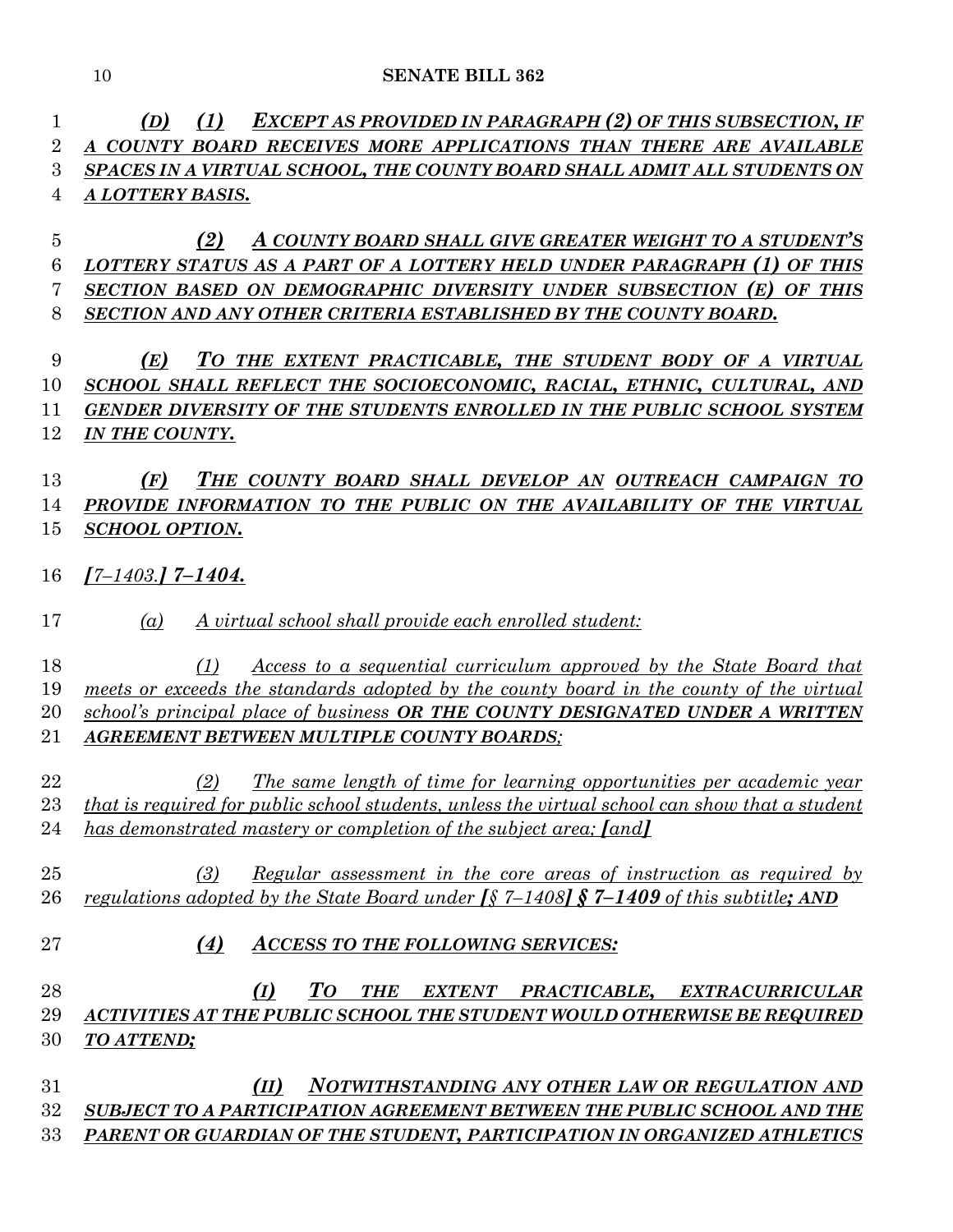*(D)* *(1)* ***EXCEPT AS PROVIDED IN PARAGRAPH (2) OF THIS SUBSECTION, IF A COUNTY BOARD RECEIVES MORE APPLICATIONS THAN THERE ARE AVAILABLE SPACES IN A VIRTUAL SCHOOL, THE COUNTY BOARD SHALL ADMIT ALL STUDENTS ON A LOTTERY BASIS.***

*(2)* ***A COUNTY BOARD SHALL GIVE GREATER WEIGHT TO A STUDENT'S LOTTERY STATUS AS A PART OF A LOTTERY HELD UNDER PARAGRAPH (1) OF THIS SECTION BASED ON DEMOGRAPHIC DIVERSITY UNDER SUBSECTION (E) OF THIS SECTION AND ANY OTHER CRITERIA ESTABLISHED BY THE COUNTY BOARD.***

*(E)* ***TO THE EXTENT PRACTICABLE, THE STUDENT BODY OF A VIRTUAL SCHOOL SHALL REFLECT THE SOCIOECONOMIC, RACIAL, ETHNIC, CULTURAL, AND GENDER DIVERSITY OF THE STUDENTS ENROLLED IN THE PUBLIC SCHOOL SYSTEM IN THE COUNTY.***

*(F)* ***THE COUNTY BOARD SHALL DEVELOP AN OUTREACH CAMPAIGN TO PROVIDE INFORMATION TO THE PUBLIC ON THE AVAILABILITY OF THE VIRTUAL SCHOOL OPTION.***

*[7–1403.]* ***7–1404.***

*(a)* *A virtual school shall provide each enrolled student:*

*(1)* *Access to a sequential curriculum approved by the State Board that meets or exceeds the standards adopted by the county board in the county of the virtual school's principal place of business* ***OR THE COUNTY DESIGNATED UNDER A WRITTEN AGREEMENT BETWEEN MULTIPLE COUNTY BOARDS****;*

*(2)* *The same length of time for learning opportunities per academic year that is required for public school students, unless the virtual school can show that a student has demonstrated mastery or completion of the subject area;* ***[****and****]***

*(3)* *Regular assessment in the core areas of instruction as required by regulations adopted by the State Board under* ***[****§ 7–1408****]*** ***§ 7–1409*** *of this subtitle****; AND***

*(4)* ***ACCESS TO THE FOLLOWING SERVICES:***

*(I)* ***TO THE EXTENT PRACTICABLE, EXTRACURRICULAR ACTIVITIES AT THE PUBLIC SCHOOL THE STUDENT WOULD OTHERWISE BE REQUIRED TO ATTEND;***

*(II)* ***NOTWITHSTANDING ANY OTHER LAW OR REGULATION AND SUBJECT TO A PARTICIPATION AGREEMENT BETWEEN THE PUBLIC SCHOOL AND THE PARENT OR GUARDIAN OF THE STUDENT, PARTICIPATION IN ORGANIZED ATHLETICS***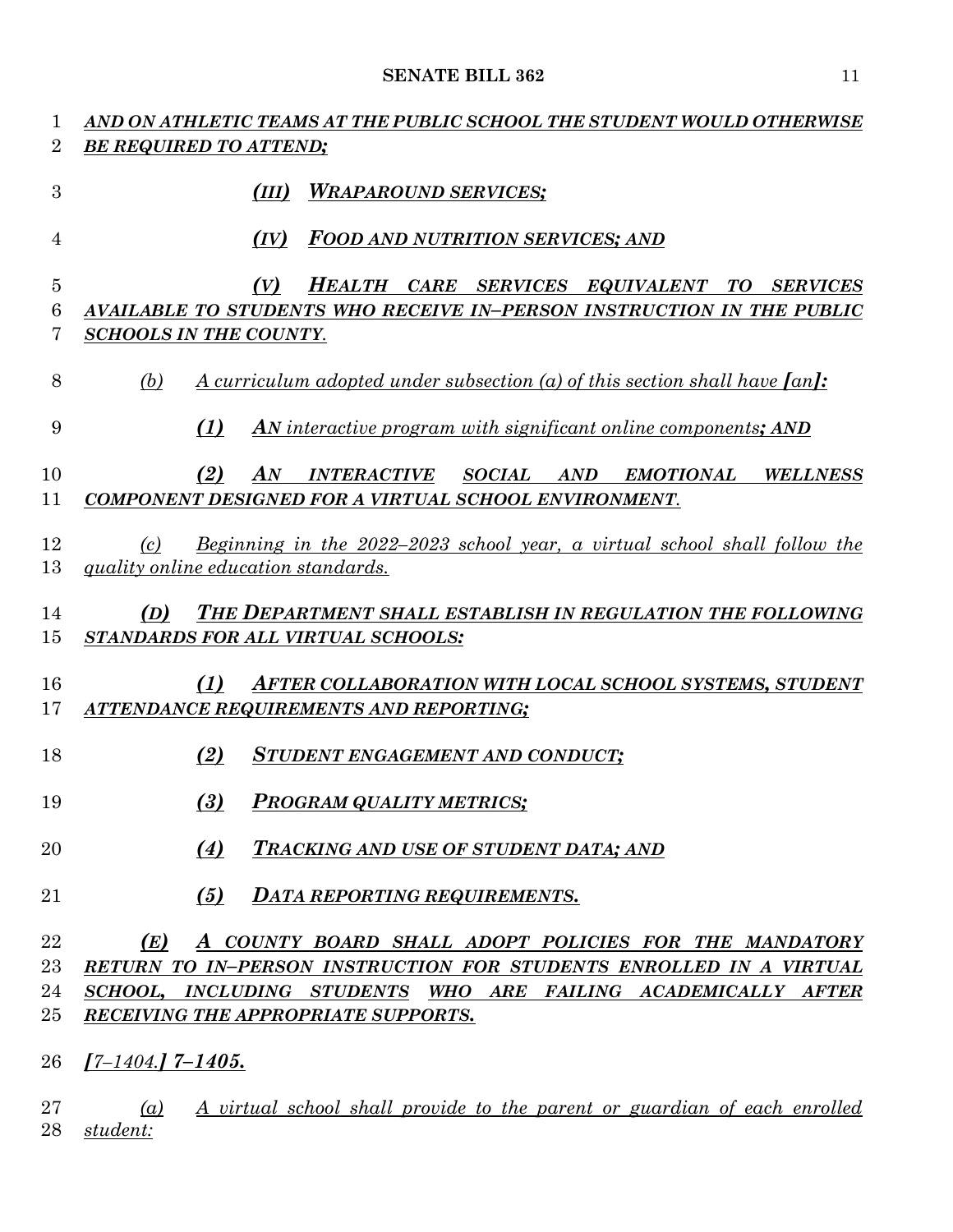*AND ON ATHLETIC TEAMS AT THE PUBLIC SCHOOL THE STUDENT WOULD OTHERWISE BE REQUIRED TO ATTEND;*

*(III) WRAPAROUND SERVICES;*

*(IV) FOOD AND NUTRITION SERVICES; AND*

*(V) HEALTH CARE SERVICES EQUIVALENT TO SERVICES AVAILABLE TO STUDENTS WHO RECEIVE IN–PERSON INSTRUCTION IN THE PUBLIC SCHOOLS IN THE COUNTY.*

*(b) A curriculum adopted under subsection (a) of this section shall have [an]:*

*(1) AN interactive program with significant online components; AND*

*(2) AN INTERACTIVE SOCIAL AND EMOTIONAL WELLNESS COMPONENT DESIGNED FOR A VIRTUAL SCHOOL ENVIRONMENT.*

*(c) Beginning in the 2022–2023 school year, a virtual school shall follow the quality online education standards.*

*(D) THE DEPARTMENT SHALL ESTABLISH IN REGULATION THE FOLLOWING STANDARDS FOR ALL VIRTUAL SCHOOLS:*

*(1) AFTER COLLABORATION WITH LOCAL SCHOOL SYSTEMS, STUDENT ATTENDANCE REQUIREMENTS AND REPORTING;*

*(2) STUDENT ENGAGEMENT AND CONDUCT;*

*(3) PROGRAM QUALITY METRICS;*

*(4) TRACKING AND USE OF STUDENT DATA; AND*

*(5) DATA REPORTING REQUIREMENTS.*

*(E) A COUNTY BOARD SHALL ADOPT POLICIES FOR THE MANDATORY RETURN TO IN–PERSON INSTRUCTION FOR STUDENTS ENROLLED IN A VIRTUAL SCHOOL, INCLUDING STUDENTS WHO ARE FAILING ACADEMICALLY AFTER RECEIVING THE APPROPRIATE SUPPORTS.*

***[7–1404.] 7–1405.***

*(a) A virtual school shall provide to the parent or guardian of each enrolled student:*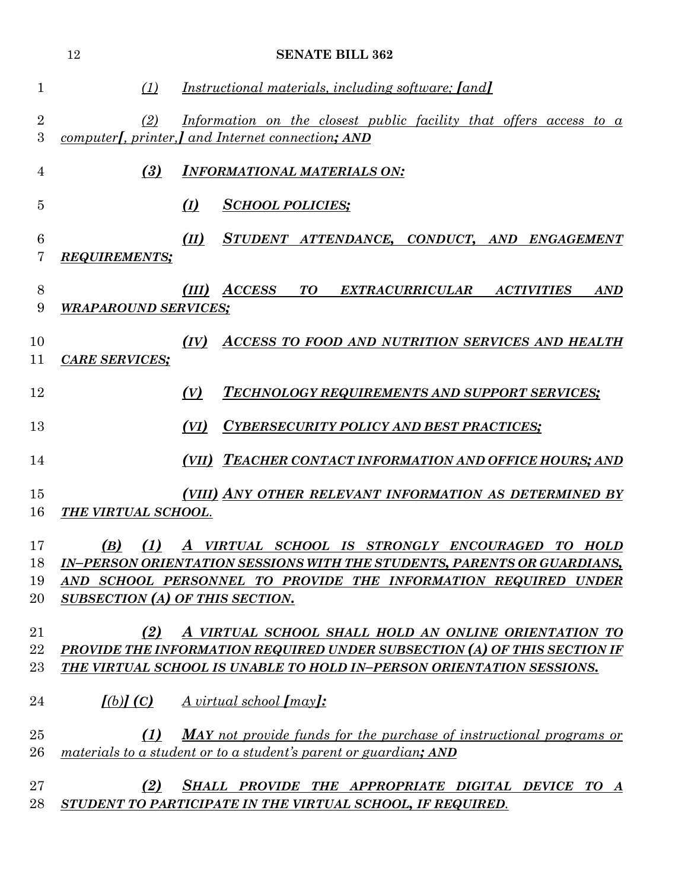(1) *Instructional materials, including software;* [*and*]

(2) *Information on the closest public facility that offers access to a computer*[*, printer,*] *and Internet connection;* ***AND***

***(3) INFORMATIONAL MATERIALS ON:***

***(I) SCHOOL POLICIES;***

***(II) STUDENT ATTENDANCE, CONDUCT, AND ENGAGEMENT REQUIREMENTS;***

***(III) ACCESS TO EXTRACURRICULAR ACTIVITIES AND WRAPAROUND SERVICES;***

***(IV) ACCESS TO FOOD AND NUTRITION SERVICES AND HEALTH CARE SERVICES;***

***(V) TECHNOLOGY REQUIREMENTS AND SUPPORT SERVICES;***

***(VI) CYBERSECURITY POLICY AND BEST PRACTICES;***

***(VII) TEACHER CONTACT INFORMATION AND OFFICE HOURS; AND***

***(VIII) ANY OTHER RELEVANT INFORMATION AS DETERMINED BY THE VIRTUAL SCHOOL.***

***(B) (1) A VIRTUAL SCHOOL IS STRONGLY ENCOURAGED TO HOLD IN–PERSON ORIENTATION SESSIONS WITH THE STUDENTS, PARENTS OR GUARDIANS, AND SCHOOL PERSONNEL TO PROVIDE THE INFORMATION REQUIRED UNDER SUBSECTION (A) OF THIS SECTION.***

***(2) A VIRTUAL SCHOOL SHALL HOLD AN ONLINE ORIENTATION TO PROVIDE THE INFORMATION REQUIRED UNDER SUBSECTION (A) OF THIS SECTION IF THE VIRTUAL SCHOOL IS UNABLE TO HOLD IN–PERSON ORIENTATION SESSIONS.***

[*(b)*] ***(C)*** *A virtual school* [*may*]***:***

***(1) MAY*** *not provide funds for the purchase of instructional programs or materials to a student or to a student's parent or guardian****; AND***

***(2) SHALL PROVIDE THE APPROPRIATE DIGITAL DEVICE TO A STUDENT TO PARTICIPATE IN THE VIRTUAL SCHOOL, IF REQUIRED.***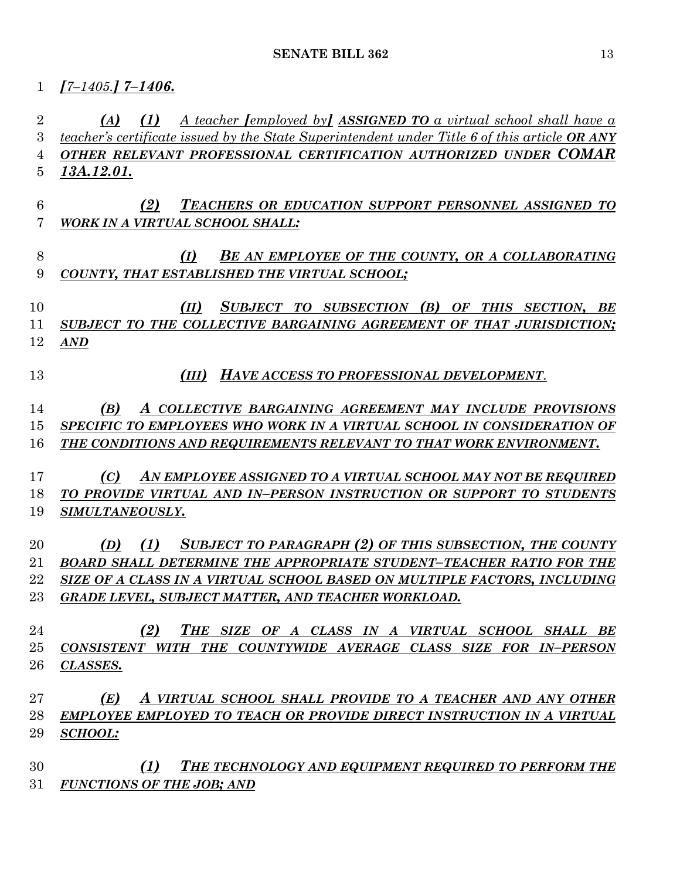*[7–1405.]* ***7–1406.***

*(A) (1) A teacher [employed by]* ***ASSIGNED TO*** *a virtual school shall have a teacher's certificate issued by the State Superintendent under Title 6 of this article* ***OR ANY OTHER RELEVANT PROFESSIONAL CERTIFICATION AUTHORIZED UNDER COMAR 13A.12.01.***

***(2) TEACHERS OR EDUCATION SUPPORT PERSONNEL ASSIGNED TO WORK IN A VIRTUAL SCHOOL SHALL:***

***(I) BE AN EMPLOYEE OF THE COUNTY, OR A COLLABORATING COUNTY, THAT ESTABLISHED THE VIRTUAL SCHOOL;***

***(II) SUBJECT TO SUBSECTION (B) OF THIS SECTION, BE SUBJECT TO THE COLLECTIVE BARGAINING AGREEMENT OF THAT JURISDICTION; AND***

***(III) HAVE ACCESS TO PROFESSIONAL DEVELOPMENT.***

***(B) A COLLECTIVE BARGAINING AGREEMENT MAY INCLUDE PROVISIONS SPECIFIC TO EMPLOYEES WHO WORK IN A VIRTUAL SCHOOL IN CONSIDERATION OF THE CONDITIONS AND REQUIREMENTS RELEVANT TO THAT WORK ENVIRONMENT.***

***(C) AN EMPLOYEE ASSIGNED TO A VIRTUAL SCHOOL MAY NOT BE REQUIRED TO PROVIDE VIRTUAL AND IN–PERSON INSTRUCTION OR SUPPORT TO STUDENTS SIMULTANEOUSLY.***

***(D) (1) SUBJECT TO PARAGRAPH (2) OF THIS SUBSECTION, THE COUNTY BOARD SHALL DETERMINE THE APPROPRIATE STUDENT–TEACHER RATIO FOR THE SIZE OF A CLASS IN A VIRTUAL SCHOOL BASED ON MULTIPLE FACTORS, INCLUDING GRADE LEVEL, SUBJECT MATTER, AND TEACHER WORKLOAD.***

***(2) THE SIZE OF A CLASS IN A VIRTUAL SCHOOL SHALL BE CONSISTENT WITH THE COUNTYWIDE AVERAGE CLASS SIZE FOR IN–PERSON CLASSES.***

***(E) A VIRTUAL SCHOOL SHALL PROVIDE TO A TEACHER AND ANY OTHER EMPLOYEE EMPLOYED TO TEACH OR PROVIDE DIRECT INSTRUCTION IN A VIRTUAL SCHOOL:***

***(1) THE TECHNOLOGY AND EQUIPMENT REQUIRED TO PERFORM THE FUNCTIONS OF THE JOB; AND***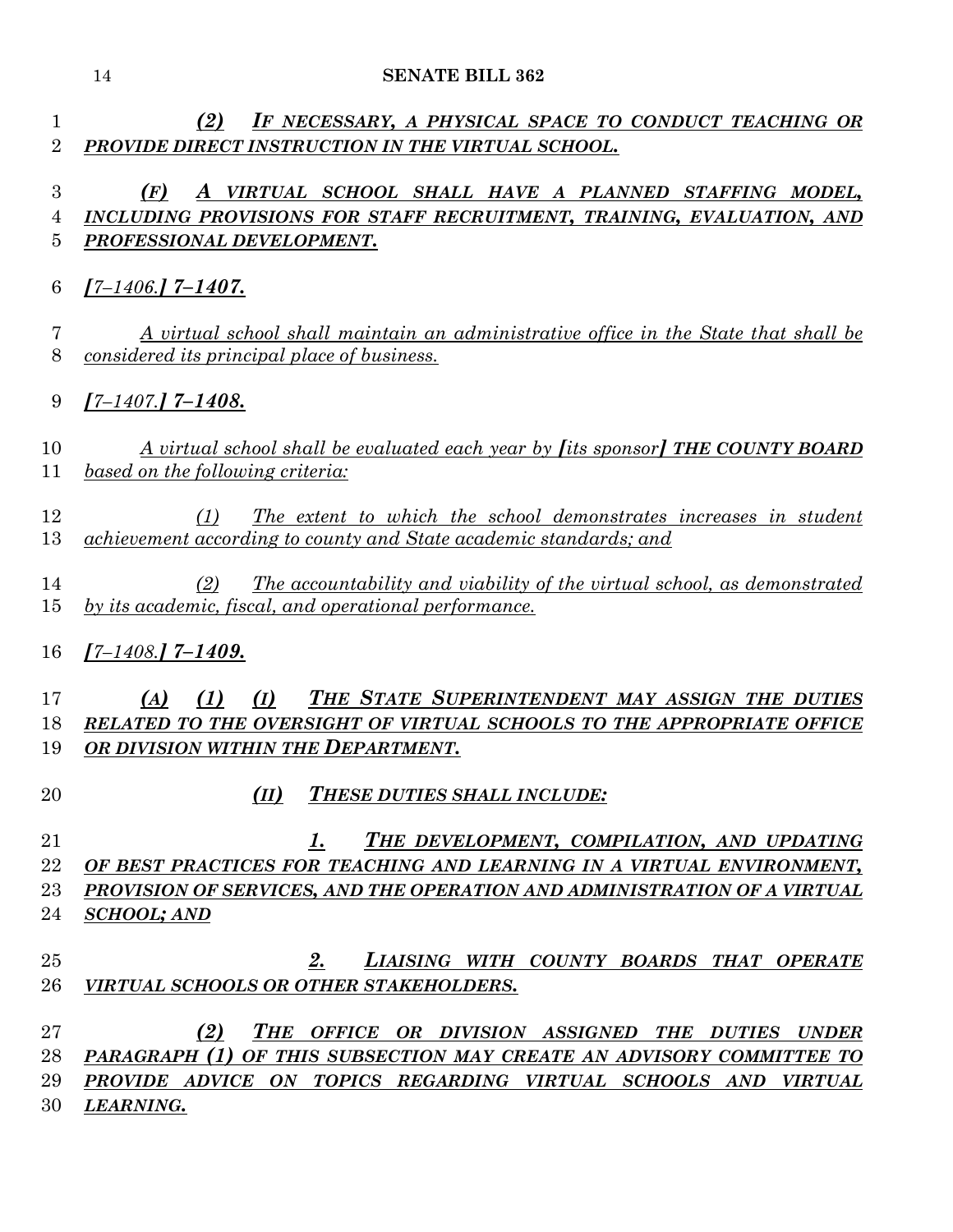*(2) IF NECESSARY, A PHYSICAL SPACE TO CONDUCT TEACHING OR PROVIDE DIRECT INSTRUCTION IN THE VIRTUAL SCHOOL.*

*(F) A VIRTUAL SCHOOL SHALL HAVE A PLANNED STAFFING MODEL, INCLUDING PROVISIONS FOR STAFF RECRUITMENT, TRAINING, EVALUATION, AND PROFESSIONAL DEVELOPMENT.*

*[7–1406.] 7–1407.*

*A virtual school shall maintain an administrative office in the State that shall be considered its principal place of business.*

*[7–1407.] 7–1408.*

*A virtual school shall be evaluated each year by [its sponsor] THE COUNTY BOARD based on the following criteria:*

*(1) The extent to which the school demonstrates increases in student achievement according to county and State academic standards; and*

*(2) The accountability and viability of the virtual school, as demonstrated by its academic, fiscal, and operational performance.*

*[7–1408.] 7–1409.*

*(A) (1) (I) THE STATE SUPERINTENDENT MAY ASSIGN THE DUTIES RELATED TO THE OVERSIGHT OF VIRTUAL SCHOOLS TO THE APPROPRIATE OFFICE OR DIVISION WITHIN THE DEPARTMENT.*

*(II) THESE DUTIES SHALL INCLUDE:*

*1. THE DEVELOPMENT, COMPILATION, AND UPDATING OF BEST PRACTICES FOR TEACHING AND LEARNING IN A VIRTUAL ENVIRONMENT, PROVISION OF SERVICES, AND THE OPERATION AND ADMINISTRATION OF A VIRTUAL SCHOOL; AND*

*2. LIAISING WITH COUNTY BOARDS THAT OPERATE VIRTUAL SCHOOLS OR OTHER STAKEHOLDERS.*

*(2) THE OFFICE OR DIVISION ASSIGNED THE DUTIES UNDER PARAGRAPH (1) OF THIS SUBSECTION MAY CREATE AN ADVISORY COMMITTEE TO PROVIDE ADVICE ON TOPICS REGARDING VIRTUAL SCHOOLS AND VIRTUAL LEARNING.*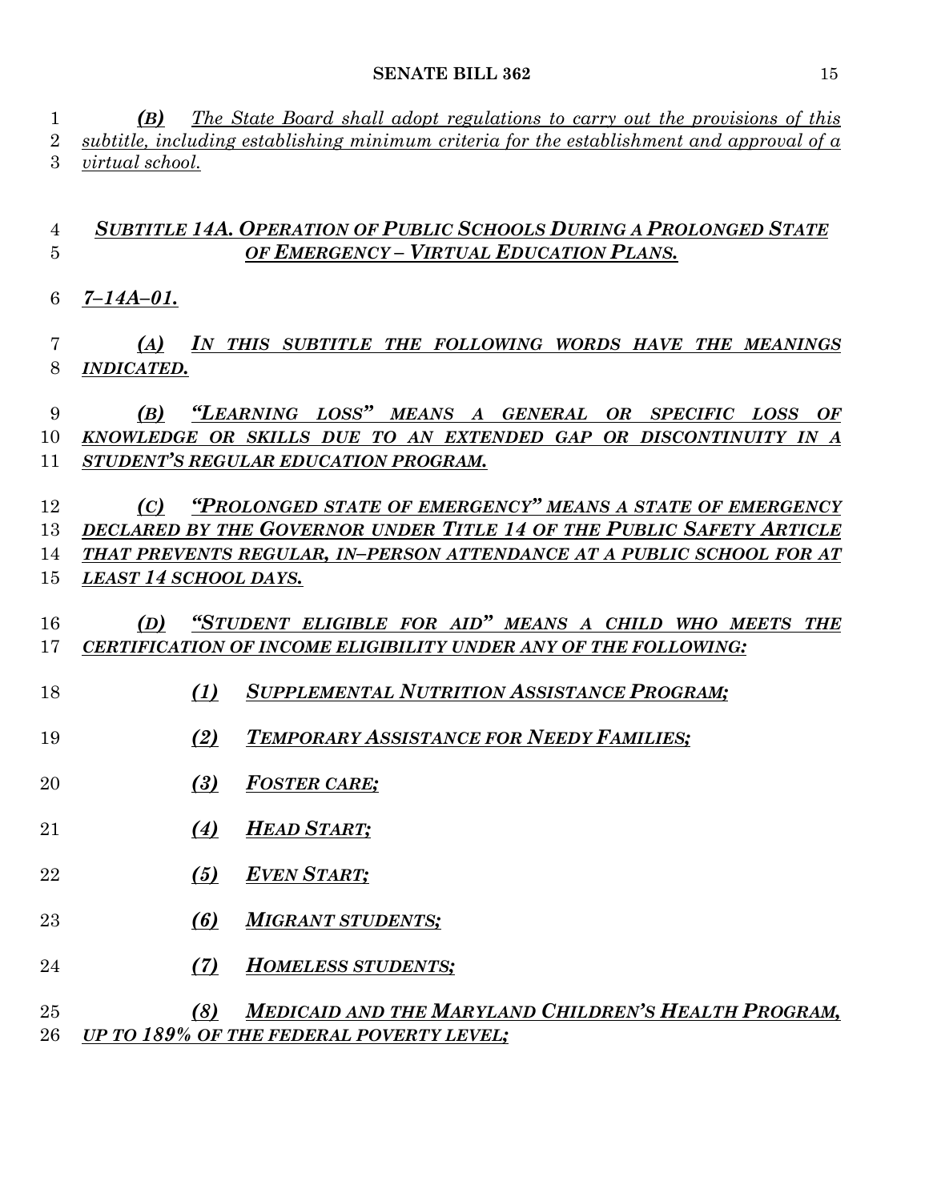*(B) The State Board shall adopt regulations to carry out the provisions of this subtitle, including establishing minimum criteria for the establishment and approval of a virtual school.*

## *SUBTITLE 14A. OPERATION OF PUBLIC SCHOOLS DURING A PROLONGED STATE OF EMERGENCY – VIRTUAL EDUCATION PLANS.*

***7–14A–01.***

***(A) IN THIS SUBTITLE THE FOLLOWING WORDS HAVE THE MEANINGS INDICATED.***

***(B) "LEARNING LOSS" MEANS A GENERAL OR SPECIFIC LOSS OF KNOWLEDGE OR SKILLS DUE TO AN EXTENDED GAP OR DISCONTINUITY IN A STUDENT'S REGULAR EDUCATION PROGRAM.***

***(C) "PROLONGED STATE OF EMERGENCY" MEANS A STATE OF EMERGENCY DECLARED BY THE GOVERNOR UNDER TITLE 14 OF THE PUBLIC SAFETY ARTICLE THAT PREVENTS REGULAR, IN–PERSON ATTENDANCE AT A PUBLIC SCHOOL FOR AT LEAST 14 SCHOOL DAYS.***

***(D) "STUDENT ELIGIBLE FOR AID" MEANS A CHILD WHO MEETS THE CERTIFICATION OF INCOME ELIGIBILITY UNDER ANY OF THE FOLLOWING:***

***(1) SUPPLEMENTAL NUTRITION ASSISTANCE PROGRAM;***

***(2) TEMPORARY ASSISTANCE FOR NEEDY FAMILIES;***

***(3) FOSTER CARE;***

***(4) HEAD START;***

***(5) EVEN START;***

***(6) MIGRANT STUDENTS;***

***(7) HOMELESS STUDENTS;***

***(8) MEDICAID AND THE MARYLAND CHILDREN'S HEALTH PROGRAM, UP TO 189% OF THE FEDERAL POVERTY LEVEL;***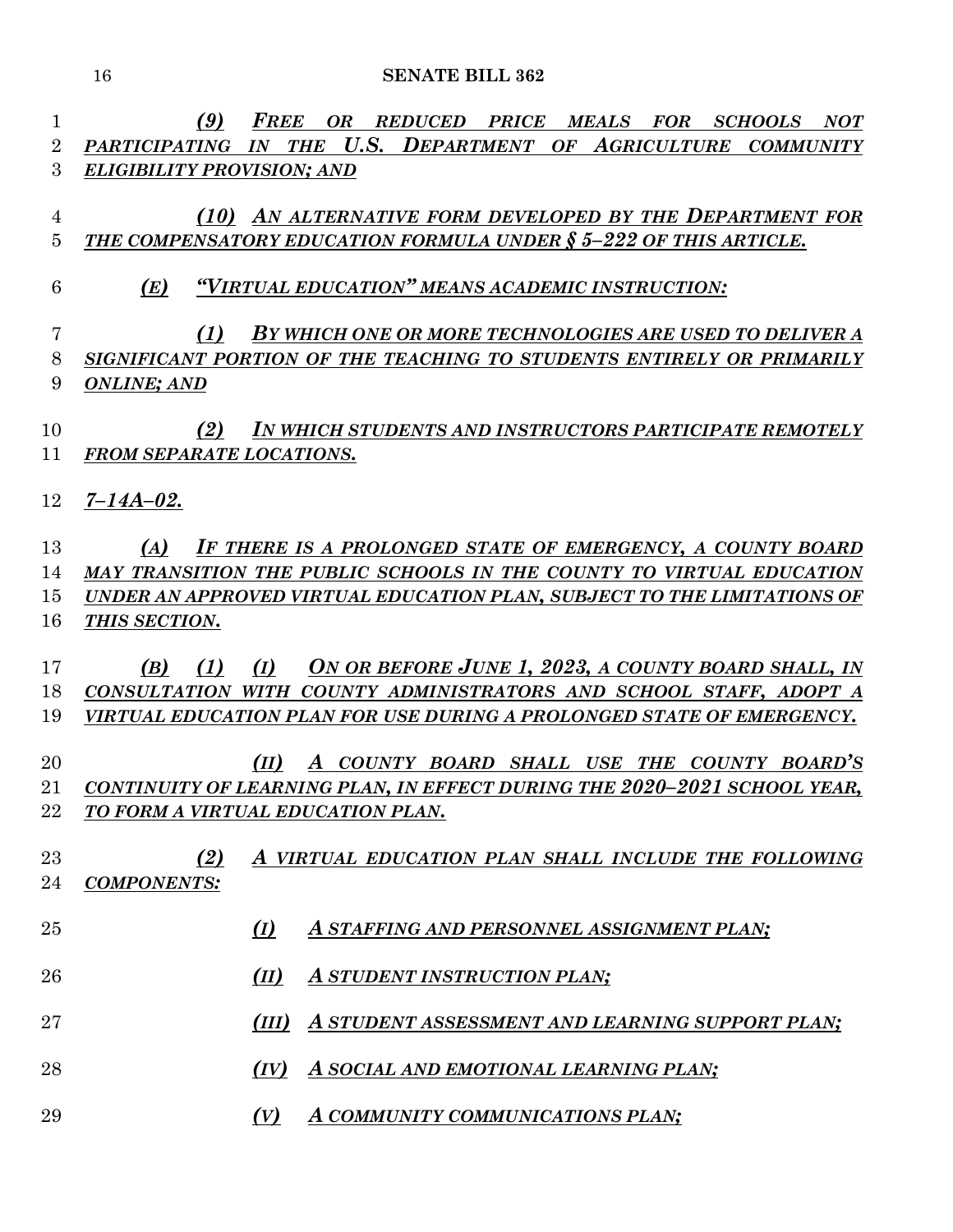***(9) FREE OR REDUCED PRICE MEALS FOR SCHOOLS NOT PARTICIPATING IN THE U.S. DEPARTMENT OF AGRICULTURE COMMUNITY ELIGIBILITY PROVISION; AND***

***(10) AN ALTERNATIVE FORM DEVELOPED BY THE DEPARTMENT FOR THE COMPENSATORY EDUCATION FORMULA UNDER § 5–222 OF THIS ARTICLE.***

***(E) "VIRTUAL EDUCATION" MEANS ACADEMIC INSTRUCTION:***

***(1) BY WHICH ONE OR MORE TECHNOLOGIES ARE USED TO DELIVER A SIGNIFICANT PORTION OF THE TEACHING TO STUDENTS ENTIRELY OR PRIMARILY ONLINE; AND***

***(2) IN WHICH STUDENTS AND INSTRUCTORS PARTICIPATE REMOTELY FROM SEPARATE LOCATIONS.***

***7–14A–02.***

***(A) IF THERE IS A PROLONGED STATE OF EMERGENCY, A COUNTY BOARD MAY TRANSITION THE PUBLIC SCHOOLS IN THE COUNTY TO VIRTUAL EDUCATION UNDER AN APPROVED VIRTUAL EDUCATION PLAN, SUBJECT TO THE LIMITATIONS OF THIS SECTION.***

***(B) (1) (I) ON OR BEFORE JUNE 1, 2023, A COUNTY BOARD SHALL, IN CONSULTATION WITH COUNTY ADMINISTRATORS AND SCHOOL STAFF, ADOPT A VIRTUAL EDUCATION PLAN FOR USE DURING A PROLONGED STATE OF EMERGENCY.***

***(II) A COUNTY BOARD SHALL USE THE COUNTY BOARD'S CONTINUITY OF LEARNING PLAN, IN EFFECT DURING THE 2020–2021 SCHOOL YEAR, TO FORM A VIRTUAL EDUCATION PLAN.***

***(2) A VIRTUAL EDUCATION PLAN SHALL INCLUDE THE FOLLOWING COMPONENTS:***

***(I) A STAFFING AND PERSONNEL ASSIGNMENT PLAN;***

***(II) A STUDENT INSTRUCTION PLAN;***

***(III) A STUDENT ASSESSMENT AND LEARNING SUPPORT PLAN;***

***(IV) A SOCIAL AND EMOTIONAL LEARNING PLAN;***

***(V) A COMMUNITY COMMUNICATIONS PLAN;***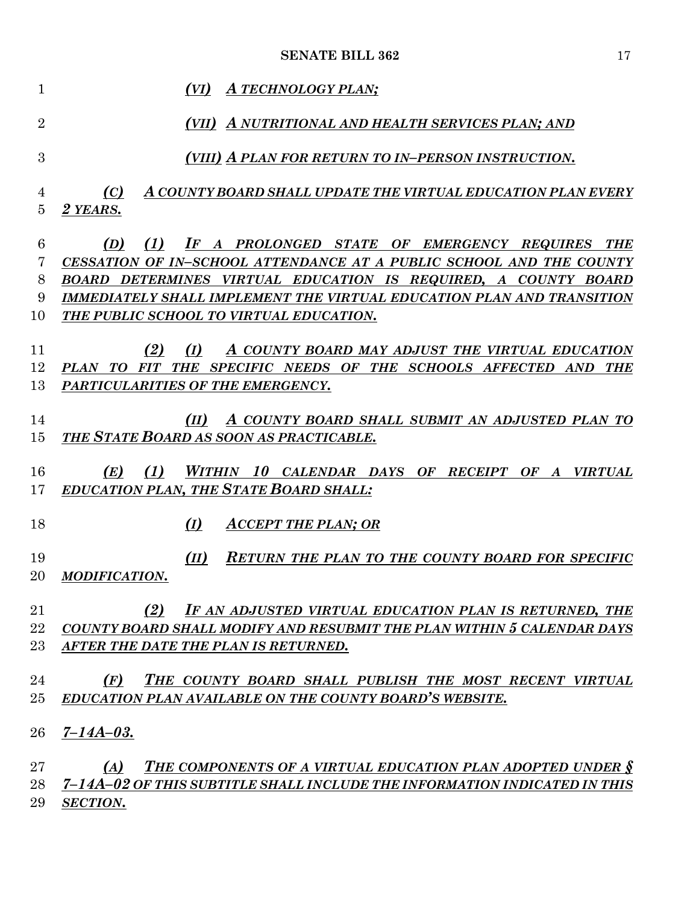*(VI) A TECHNOLOGY PLAN;*

*(VII) A NUTRITIONAL AND HEALTH SERVICES PLAN; AND*

*(VIII) A PLAN FOR RETURN TO IN–PERSON INSTRUCTION.*

*(C) A COUNTY BOARD SHALL UPDATE THE VIRTUAL EDUCATION PLAN EVERY 2 YEARS.*

*(D) (1) IF A PROLONGED STATE OF EMERGENCY REQUIRES THE CESSATION OF IN–SCHOOL ATTENDANCE AT A PUBLIC SCHOOL AND THE COUNTY BOARD DETERMINES VIRTUAL EDUCATION IS REQUIRED, A COUNTY BOARD IMMEDIATELY SHALL IMPLEMENT THE VIRTUAL EDUCATION PLAN AND TRANSITION THE PUBLIC SCHOOL TO VIRTUAL EDUCATION.*

*(2) (I) A COUNTY BOARD MAY ADJUST THE VIRTUAL EDUCATION PLAN TO FIT THE SPECIFIC NEEDS OF THE SCHOOLS AFFECTED AND THE PARTICULARITIES OF THE EMERGENCY.*

*(II) A COUNTY BOARD SHALL SUBMIT AN ADJUSTED PLAN TO THE STATE BOARD AS SOON AS PRACTICABLE.*

*(E) (1) WITHIN 10 CALENDAR DAYS OF RECEIPT OF A VIRTUAL EDUCATION PLAN, THE STATE BOARD SHALL:*

*(I) ACCEPT THE PLAN; OR*

*(II) RETURN THE PLAN TO THE COUNTY BOARD FOR SPECIFIC MODIFICATION.*

*(2) IF AN ADJUSTED VIRTUAL EDUCATION PLAN IS RETURNED, THE COUNTY BOARD SHALL MODIFY AND RESUBMIT THE PLAN WITHIN 5 CALENDAR DAYS AFTER THE DATE THE PLAN IS RETURNED.*

*(F) THE COUNTY BOARD SHALL PUBLISH THE MOST RECENT VIRTUAL EDUCATION PLAN AVAILABLE ON THE COUNTY BOARD'S WEBSITE.*

*7–14A–03.*

*(A) THE COMPONENTS OF A VIRTUAL EDUCATION PLAN ADOPTED UNDER § 7–14A–02 OF THIS SUBTITLE SHALL INCLUDE THE INFORMATION INDICATED IN THIS SECTION.*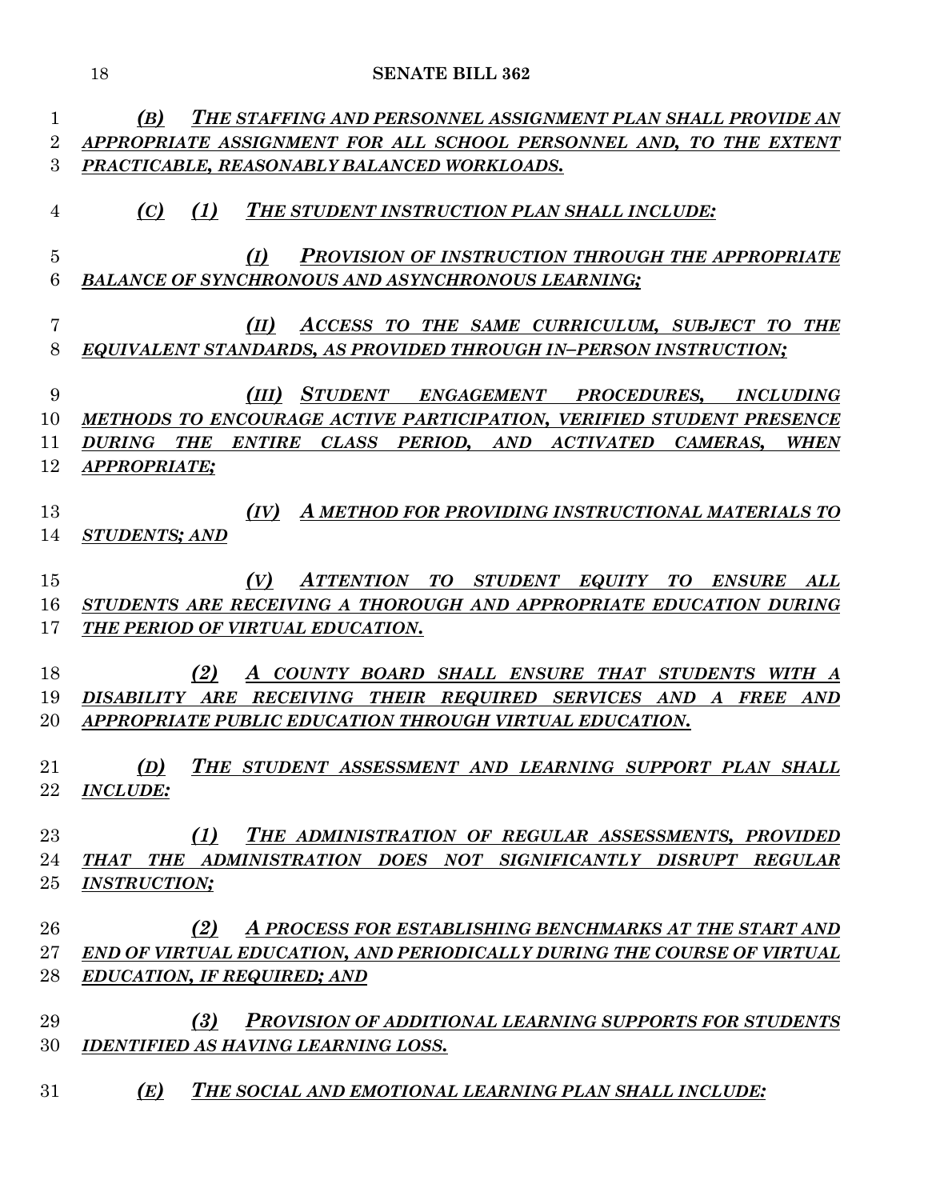***(B) THE STAFFING AND PERSONNEL ASSIGNMENT PLAN SHALL PROVIDE AN APPROPRIATE ASSIGNMENT FOR ALL SCHOOL PERSONNEL AND, TO THE EXTENT PRACTICABLE, REASONABLY BALANCED WORKLOADS.***

***(C) (1) THE STUDENT INSTRUCTION PLAN SHALL INCLUDE:***

***(I) PROVISION OF INSTRUCTION THROUGH THE APPROPRIATE BALANCE OF SYNCHRONOUS AND ASYNCHRONOUS LEARNING;***

***(II) ACCESS TO THE SAME CURRICULUM, SUBJECT TO THE EQUIVALENT STANDARDS, AS PROVIDED THROUGH IN–PERSON INSTRUCTION;***

***(III) STUDENT ENGAGEMENT PROCEDURES, INCLUDING METHODS TO ENCOURAGE ACTIVE PARTICIPATION, VERIFIED STUDENT PRESENCE DURING THE ENTIRE CLASS PERIOD, AND ACTIVATED CAMERAS, WHEN APPROPRIATE;***

***(IV) A METHOD FOR PROVIDING INSTRUCTIONAL MATERIALS TO STUDENTS; AND***

***(V) ATTENTION TO STUDENT EQUITY TO ENSURE ALL STUDENTS ARE RECEIVING A THOROUGH AND APPROPRIATE EDUCATION DURING THE PERIOD OF VIRTUAL EDUCATION.***

***(2) A COUNTY BOARD SHALL ENSURE THAT STUDENTS WITH A DISABILITY ARE RECEIVING THEIR REQUIRED SERVICES AND A FREE AND APPROPRIATE PUBLIC EDUCATION THROUGH VIRTUAL EDUCATION.***

***(D) THE STUDENT ASSESSMENT AND LEARNING SUPPORT PLAN SHALL INCLUDE:***

***(1) THE ADMINISTRATION OF REGULAR ASSESSMENTS, PROVIDED THAT THE ADMINISTRATION DOES NOT SIGNIFICANTLY DISRUPT REGULAR INSTRUCTION;***

***(2) A PROCESS FOR ESTABLISHING BENCHMARKS AT THE START AND END OF VIRTUAL EDUCATION, AND PERIODICALLY DURING THE COURSE OF VIRTUAL EDUCATION, IF REQUIRED; AND***

***(3) PROVISION OF ADDITIONAL LEARNING SUPPORTS FOR STUDENTS IDENTIFIED AS HAVING LEARNING LOSS.***

***(E) THE SOCIAL AND EMOTIONAL LEARNING PLAN SHALL INCLUDE:***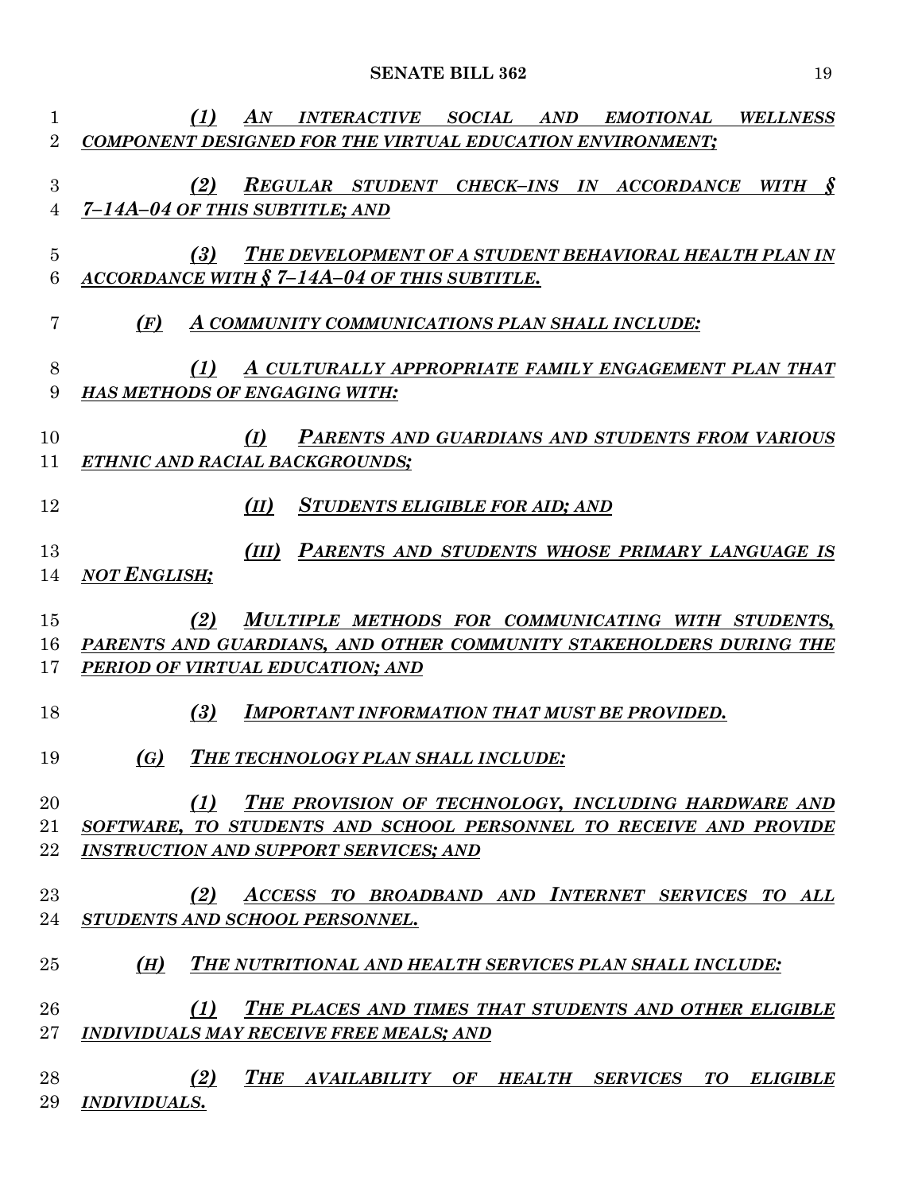(1) AN INTERACTIVE SOCIAL AND EMOTIONAL WELLNESS COMPONENT DESIGNED FOR THE VIRTUAL EDUCATION ENVIRONMENT;

(2) REGULAR STUDENT CHECK–INS IN ACCORDANCE WITH § 7–14A–04 OF THIS SUBTITLE; AND

(3) THE DEVELOPMENT OF A STUDENT BEHAVIORAL HEALTH PLAN IN ACCORDANCE WITH § 7–14A–04 OF THIS SUBTITLE.

(F) A COMMUNITY COMMUNICATIONS PLAN SHALL INCLUDE:

(1) A CULTURALLY APPROPRIATE FAMILY ENGAGEMENT PLAN THAT HAS METHODS OF ENGAGING WITH:

(I) PARENTS AND GUARDIANS AND STUDENTS FROM VARIOUS ETHNIC AND RACIAL BACKGROUNDS;

(II) STUDENTS ELIGIBLE FOR AID; AND

(III) PARENTS AND STUDENTS WHOSE PRIMARY LANGUAGE IS NOT ENGLISH;

(2) MULTIPLE METHODS FOR COMMUNICATING WITH STUDENTS, PARENTS AND GUARDIANS, AND OTHER COMMUNITY STAKEHOLDERS DURING THE PERIOD OF VIRTUAL EDUCATION; AND

(3) IMPORTANT INFORMATION THAT MUST BE PROVIDED.

(G) THE TECHNOLOGY PLAN SHALL INCLUDE:

(1) THE PROVISION OF TECHNOLOGY, INCLUDING HARDWARE AND SOFTWARE, TO STUDENTS AND SCHOOL PERSONNEL TO RECEIVE AND PROVIDE INSTRUCTION AND SUPPORT SERVICES; AND

(2) ACCESS TO BROADBAND AND INTERNET SERVICES TO ALL STUDENTS AND SCHOOL PERSONNEL.

(H) THE NUTRITIONAL AND HEALTH SERVICES PLAN SHALL INCLUDE:

(1) THE PLACES AND TIMES THAT STUDENTS AND OTHER ELIGIBLE INDIVIDUALS MAY RECEIVE FREE MEALS; AND

(2) THE AVAILABILITY OF HEALTH SERVICES TO ELIGIBLE INDIVIDUALS.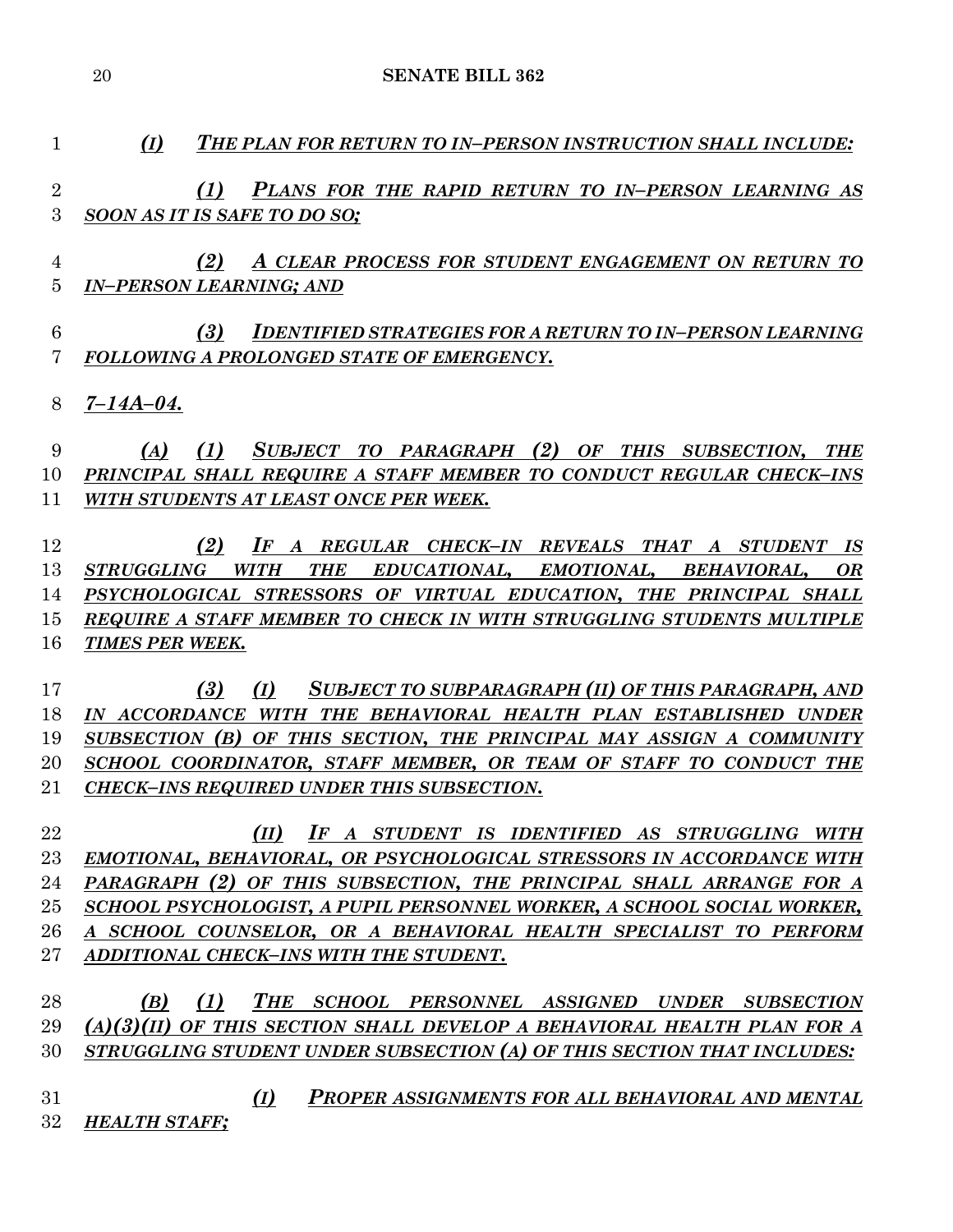*(I) THE PLAN FOR RETURN TO IN–PERSON INSTRUCTION SHALL INCLUDE:*

*(1) PLANS FOR THE RAPID RETURN TO IN–PERSON LEARNING AS SOON AS IT IS SAFE TO DO SO;*

*(2) A CLEAR PROCESS FOR STUDENT ENGAGEMENT ON RETURN TO IN–PERSON LEARNING; AND*

*(3) IDENTIFIED STRATEGIES FOR A RETURN TO IN–PERSON LEARNING FOLLOWING A PROLONGED STATE OF EMERGENCY.*

*7–14A–04.*

*(A) (1) SUBJECT TO PARAGRAPH (2) OF THIS SUBSECTION, THE PRINCIPAL SHALL REQUIRE A STAFF MEMBER TO CONDUCT REGULAR CHECK–INS WITH STUDENTS AT LEAST ONCE PER WEEK.*

*(2) IF A REGULAR CHECK–IN REVEALS THAT A STUDENT IS STRUGGLING WITH THE EDUCATIONAL, EMOTIONAL, BEHAVIORAL, OR PSYCHOLOGICAL STRESSORS OF VIRTUAL EDUCATION, THE PRINCIPAL SHALL REQUIRE A STAFF MEMBER TO CHECK IN WITH STRUGGLING STUDENTS MULTIPLE TIMES PER WEEK.*

*(3) (I) SUBJECT TO SUBPARAGRAPH (II) OF THIS PARAGRAPH, AND IN ACCORDANCE WITH THE BEHAVIORAL HEALTH PLAN ESTABLISHED UNDER SUBSECTION (B) OF THIS SECTION, THE PRINCIPAL MAY ASSIGN A COMMUNITY SCHOOL COORDINATOR, STAFF MEMBER, OR TEAM OF STAFF TO CONDUCT THE CHECK–INS REQUIRED UNDER THIS SUBSECTION.*

*(II) IF A STUDENT IS IDENTIFIED AS STRUGGLING WITH EMOTIONAL, BEHAVIORAL, OR PSYCHOLOGICAL STRESSORS IN ACCORDANCE WITH PARAGRAPH (2) OF THIS SUBSECTION, THE PRINCIPAL SHALL ARRANGE FOR A SCHOOL PSYCHOLOGIST, A PUPIL PERSONNEL WORKER, A SCHOOL SOCIAL WORKER, A SCHOOL COUNSELOR, OR A BEHAVIORAL HEALTH SPECIALIST TO PERFORM ADDITIONAL CHECK–INS WITH THE STUDENT.*

*(B) (1) THE SCHOOL PERSONNEL ASSIGNED UNDER SUBSECTION (A)(3)(II) OF THIS SECTION SHALL DEVELOP A BEHAVIORAL HEALTH PLAN FOR A STRUGGLING STUDENT UNDER SUBSECTION (A) OF THIS SECTION THAT INCLUDES:*

*(I) PROPER ASSIGNMENTS FOR ALL BEHAVIORAL AND MENTAL HEALTH STAFF;*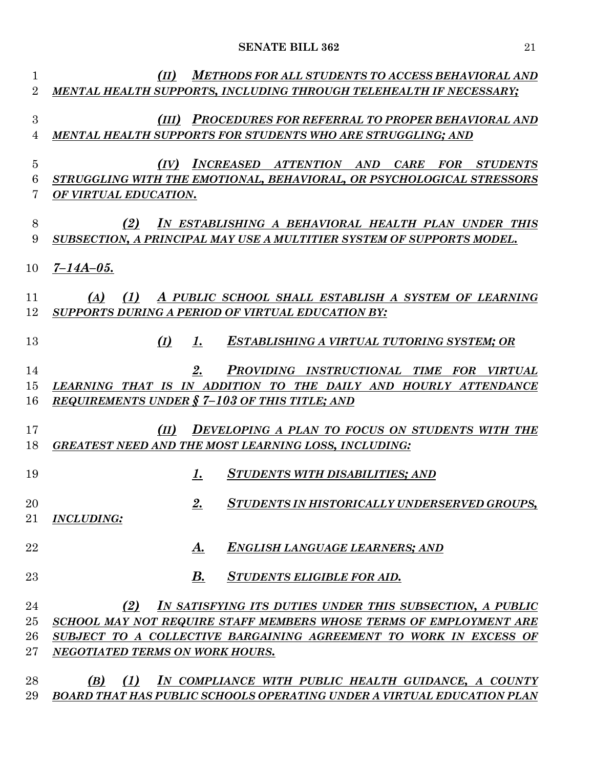***(II) METHODS FOR ALL STUDENTS TO ACCESS BEHAVIORAL AND MENTAL HEALTH SUPPORTS, INCLUDING THROUGH TELEHEALTH IF NECESSARY;***

***(III) PROCEDURES FOR REFERRAL TO PROPER BEHAVIORAL AND MENTAL HEALTH SUPPORTS FOR STUDENTS WHO ARE STRUGGLING; AND***

***(IV) INCREASED ATTENTION AND CARE FOR STUDENTS STRUGGLING WITH THE EMOTIONAL, BEHAVIORAL, OR PSYCHOLOGICAL STRESSORS OF VIRTUAL EDUCATION.***

***(2) IN ESTABLISHING A BEHAVIORAL HEALTH PLAN UNDER THIS SUBSECTION, A PRINCIPAL MAY USE A MULTITIER SYSTEM OF SUPPORTS MODEL.***

***7–14A–05.***

***(A) (1) A PUBLIC SCHOOL SHALL ESTABLISH A SYSTEM OF LEARNING SUPPORTS DURING A PERIOD OF VIRTUAL EDUCATION BY:***

***(I) 1. ESTABLISHING A VIRTUAL TUTORING SYSTEM; OR***

***2. PROVIDING INSTRUCTIONAL TIME FOR VIRTUAL LEARNING THAT IS IN ADDITION TO THE DAILY AND HOURLY ATTENDANCE REQUIREMENTS UNDER § 7–103 OF THIS TITLE; AND***

***(II) DEVELOPING A PLAN TO FOCUS ON STUDENTS WITH THE GREATEST NEED AND THE MOST LEARNING LOSS, INCLUDING:***

***1. STUDENTS WITH DISABILITIES; AND***

***2. STUDENTS IN HISTORICALLY UNDERSERVED GROUPS, INCLUDING:***

***A. ENGLISH LANGUAGE LEARNERS; AND***

***B. STUDENTS ELIGIBLE FOR AID.***

***(2) IN SATISFYING ITS DUTIES UNDER THIS SUBSECTION, A PUBLIC SCHOOL MAY NOT REQUIRE STAFF MEMBERS WHOSE TERMS OF EMPLOYMENT ARE SUBJECT TO A COLLECTIVE BARGAINING AGREEMENT TO WORK IN EXCESS OF NEGOTIATED TERMS ON WORK HOURS.***

***(B) (1) IN COMPLIANCE WITH PUBLIC HEALTH GUIDANCE, A COUNTY BOARD THAT HAS PUBLIC SCHOOLS OPERATING UNDER A VIRTUAL EDUCATION PLAN***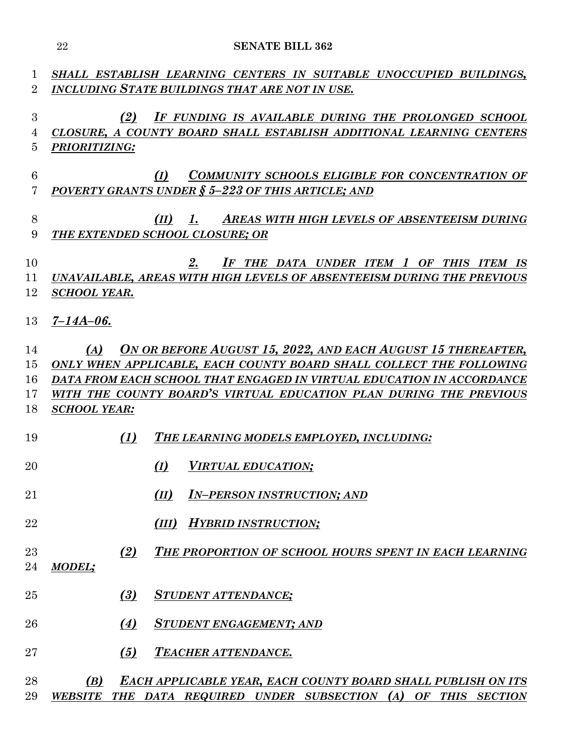*SHALL ESTABLISH LEARNING CENTERS IN SUITABLE UNOCCUPIED BUILDINGS, INCLUDING STATE BUILDINGS THAT ARE NOT IN USE.*

*(2) IF FUNDING IS AVAILABLE DURING THE PROLONGED SCHOOL CLOSURE, A COUNTY BOARD SHALL ESTABLISH ADDITIONAL LEARNING CENTERS PRIORITIZING:*

*(I) COMMUNITY SCHOOLS ELIGIBLE FOR CONCENTRATION OF POVERTY GRANTS UNDER § 5–223 OF THIS ARTICLE; AND*

*(II) 1. AREAS WITH HIGH LEVELS OF ABSENTEEISM DURING THE EXTENDED SCHOOL CLOSURE; OR*

*2. IF THE DATA UNDER ITEM 1 OF THIS ITEM IS UNAVAILABLE, AREAS WITH HIGH LEVELS OF ABSENTEEISM DURING THE PREVIOUS SCHOOL YEAR.*

*7–14A–06.*

*(A) ON OR BEFORE AUGUST 15, 2022, AND EACH AUGUST 15 THEREAFTER, ONLY WHEN APPLICABLE, EACH COUNTY BOARD SHALL COLLECT THE FOLLOWING DATA FROM EACH SCHOOL THAT ENGAGED IN VIRTUAL EDUCATION IN ACCORDANCE WITH THE COUNTY BOARD'S VIRTUAL EDUCATION PLAN DURING THE PREVIOUS SCHOOL YEAR:*

*(1) THE LEARNING MODELS EMPLOYED, INCLUDING:*

*(I) VIRTUAL EDUCATION;*

*(II) IN–PERSON INSTRUCTION; AND*

*(III) HYBRID INSTRUCTION;*

*(2) THE PROPORTION OF SCHOOL HOURS SPENT IN EACH LEARNING MODEL;*

*(3) STUDENT ATTENDANCE;*

*(4) STUDENT ENGAGEMENT; AND*

*(5) TEACHER ATTENDANCE.*

*(B) EACH APPLICABLE YEAR, EACH COUNTY BOARD SHALL PUBLISH ON ITS WEBSITE THE DATA REQUIRED UNDER SUBSECTION (A) OF THIS SECTION*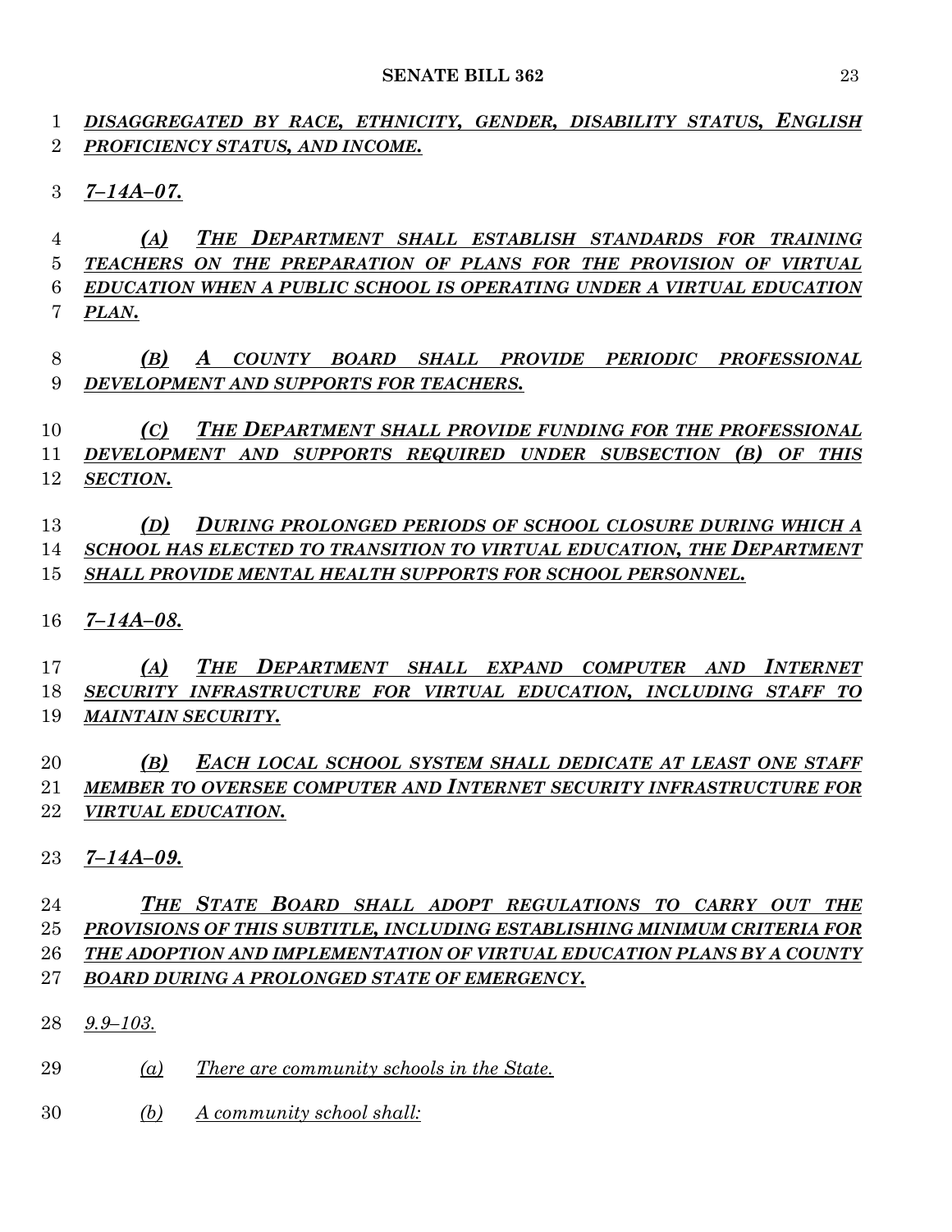*DISAGGREGATED BY RACE, ETHNICITY, GENDER, DISABILITY STATUS, ENGLISH PROFICIENCY STATUS, AND INCOME.*

*7–14A–07.*

*(A) THE DEPARTMENT SHALL ESTABLISH STANDARDS FOR TRAINING TEACHERS ON THE PREPARATION OF PLANS FOR THE PROVISION OF VIRTUAL EDUCATION WHEN A PUBLIC SCHOOL IS OPERATING UNDER A VIRTUAL EDUCATION PLAN.*

*(B) A COUNTY BOARD SHALL PROVIDE PERIODIC PROFESSIONAL DEVELOPMENT AND SUPPORTS FOR TEACHERS.*

*(C) THE DEPARTMENT SHALL PROVIDE FUNDING FOR THE PROFESSIONAL DEVELOPMENT AND SUPPORTS REQUIRED UNDER SUBSECTION (B) OF THIS SECTION.*

*(D) DURING PROLONGED PERIODS OF SCHOOL CLOSURE DURING WHICH A SCHOOL HAS ELECTED TO TRANSITION TO VIRTUAL EDUCATION, THE DEPARTMENT SHALL PROVIDE MENTAL HEALTH SUPPORTS FOR SCHOOL PERSONNEL.*

*7–14A–08.*

*(A) THE DEPARTMENT SHALL EXPAND COMPUTER AND INTERNET SECURITY INFRASTRUCTURE FOR VIRTUAL EDUCATION, INCLUDING STAFF TO MAINTAIN SECURITY.*

*(B) EACH LOCAL SCHOOL SYSTEM SHALL DEDICATE AT LEAST ONE STAFF MEMBER TO OVERSEE COMPUTER AND INTERNET SECURITY INFRASTRUCTURE FOR VIRTUAL EDUCATION.*

*7–14A–09.*

*THE STATE BOARD SHALL ADOPT REGULATIONS TO CARRY OUT THE PROVISIONS OF THIS SUBTITLE, INCLUDING ESTABLISHING MINIMUM CRITERIA FOR THE ADOPTION AND IMPLEMENTATION OF VIRTUAL EDUCATION PLANS BY A COUNTY BOARD DURING A PROLONGED STATE OF EMERGENCY.*

*9.9–103.*

*(a) There are community schools in the State.*

*(b) A community school shall:*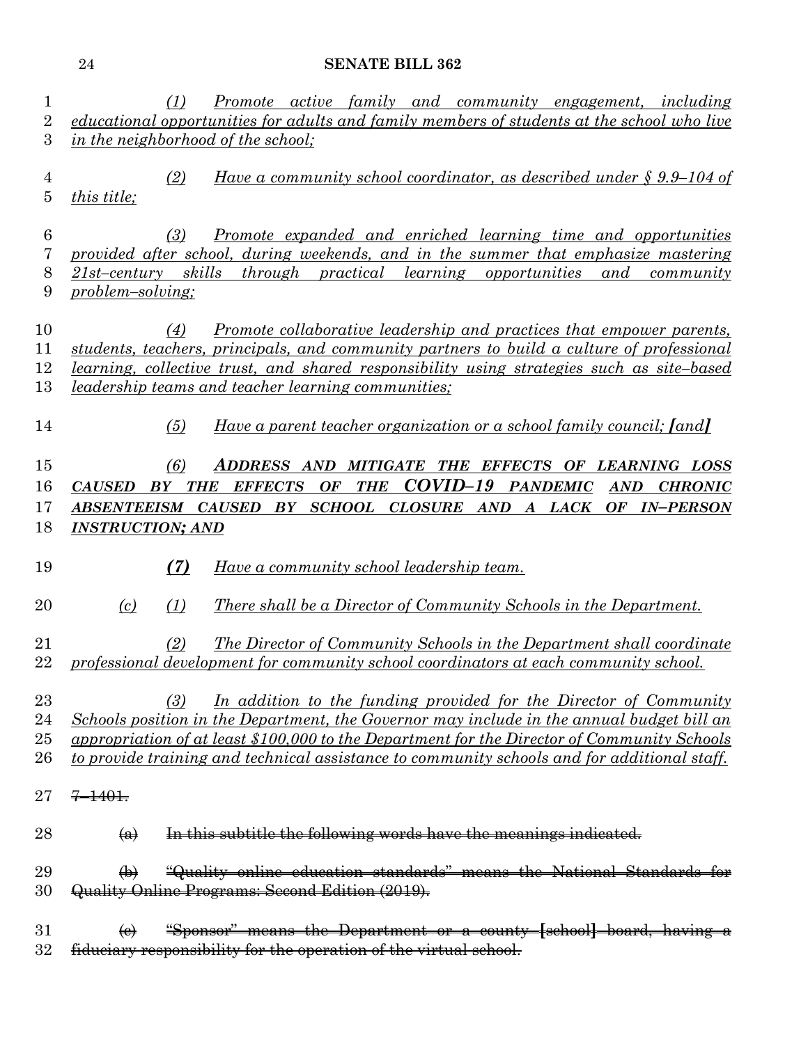(1) *Promote active family and community engagement, including educational opportunities for adults and family members of students at the school who live in the neighborhood of the school;*

(2) *Have a community school coordinator, as described under § 9.9–104 of this title;*

(3) *Promote expanded and enriched learning time and opportunities provided after school, during weekends, and in the summer that emphasize mastering 21st–century skills through practical learning opportunities and community problem–solving;*

(4) *Promote collaborative leadership and practices that empower parents, students, teachers, principals, and community partners to build a culture of professional learning, collective trust, and shared responsibility using strategies such as site–based leadership teams and teacher learning communities;*

(5) *Have a parent teacher organization or a school family council;* ***[and]***

(6) ***ADDRESS AND MITIGATE THE EFFECTS OF LEARNING LOSS CAUSED BY THE EFFECTS OF THE COVID–19 PANDEMIC AND CHRONIC ABSENTEEISM CAUSED BY SCHOOL CLOSURE AND A LACK OF IN–PERSON INSTRUCTION; AND***

***(7)*** *Have a community school leadership team.*

(c) (1) *There shall be a Director of Community Schools in the Department.*

(2) *The Director of Community Schools in the Department shall coordinate professional development for community school coordinators at each community school.*

(3) *In addition to the funding provided for the Director of Community Schools position in the Department, the Governor may include in the annual budget bill an appropriation of at least $100,000 to the Department for the Director of Community Schools to provide training and technical assistance to community schools and for additional staff.*

~~7–1401.~~

~~(a) In this subtitle the following words have the meanings indicated.~~

~~(b) "Quality online education standards" means the National Standards for Quality Online Programs: Second Edition (2019).~~

~~(c) "Sponsor" means the Department or a county **[**school**]** board, having a fiduciary responsibility for the operation of the virtual school.~~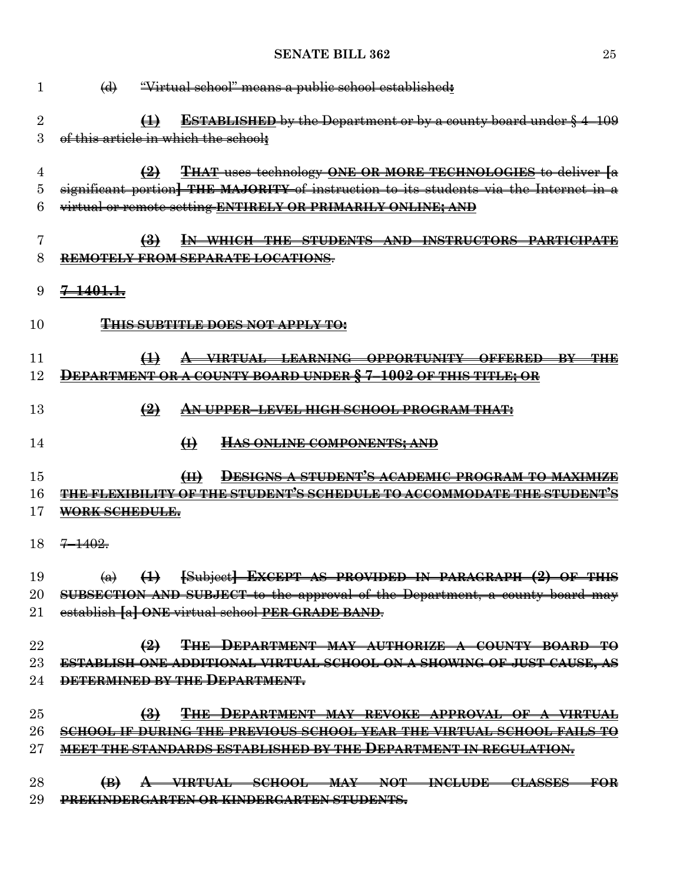(d) "Virtual school" means a public school established**:**

**(1) ESTABLISHED** by the Department or by a county board under § 4–109 of this article in which the school**;**

**(2) THAT** uses technology **ONE OR MORE TECHNOLOGIES** to deliver **[**a significant portion**] THE MAJORITY** of instruction to its students via the Internet in a virtual or remote setting **ENTIRELY OR PRIMARILY ONLINE; AND**

**(3) IN WHICH THE STUDENTS AND INSTRUCTORS PARTICIPATE REMOTELY FROM SEPARATE LOCATIONS**.

**7–1401.1.**

**THIS SUBTITLE DOES NOT APPLY TO:**

**(1) A VIRTUAL LEARNING OPPORTUNITY OFFERED BY THE DEPARTMENT OR A COUNTY BOARD UNDER § 7–1002 OF THIS TITLE; OR**

**(2) AN UPPER–LEVEL HIGH SCHOOL PROGRAM THAT:**

**(I) HAS ONLINE COMPONENTS; AND**

**(II) DESIGNS A STUDENT'S ACADEMIC PROGRAM TO MAXIMIZE THE FLEXIBILITY OF THE STUDENT'S SCHEDULE TO ACCOMMODATE THE STUDENT'S WORK SCHEDULE.**

7–1402.

(a) **(1) [**Subject**] EXCEPT AS PROVIDED IN PARAGRAPH (2) OF THIS SUBSECTION AND SUBJECT** to the approval of the Department, a county board may establish **[**a**] ONE** virtual school **PER GRADE BAND**.

**(2) THE DEPARTMENT MAY AUTHORIZE A COUNTY BOARD TO ESTABLISH ONE ADDITIONAL VIRTUAL SCHOOL ON A SHOWING OF JUST CAUSE, AS DETERMINED BY THE DEPARTMENT.**

**(3) THE DEPARTMENT MAY REVOKE APPROVAL OF A VIRTUAL SCHOOL IF DURING THE PREVIOUS SCHOOL YEAR THE VIRTUAL SCHOOL FAILS TO MEET THE STANDARDS ESTABLISHED BY THE DEPARTMENT IN REGULATION.**

**(B) A VIRTUAL SCHOOL MAY NOT INCLUDE CLASSES FOR PREKINDERGARTEN OR KINDERGARTEN STUDENTS.**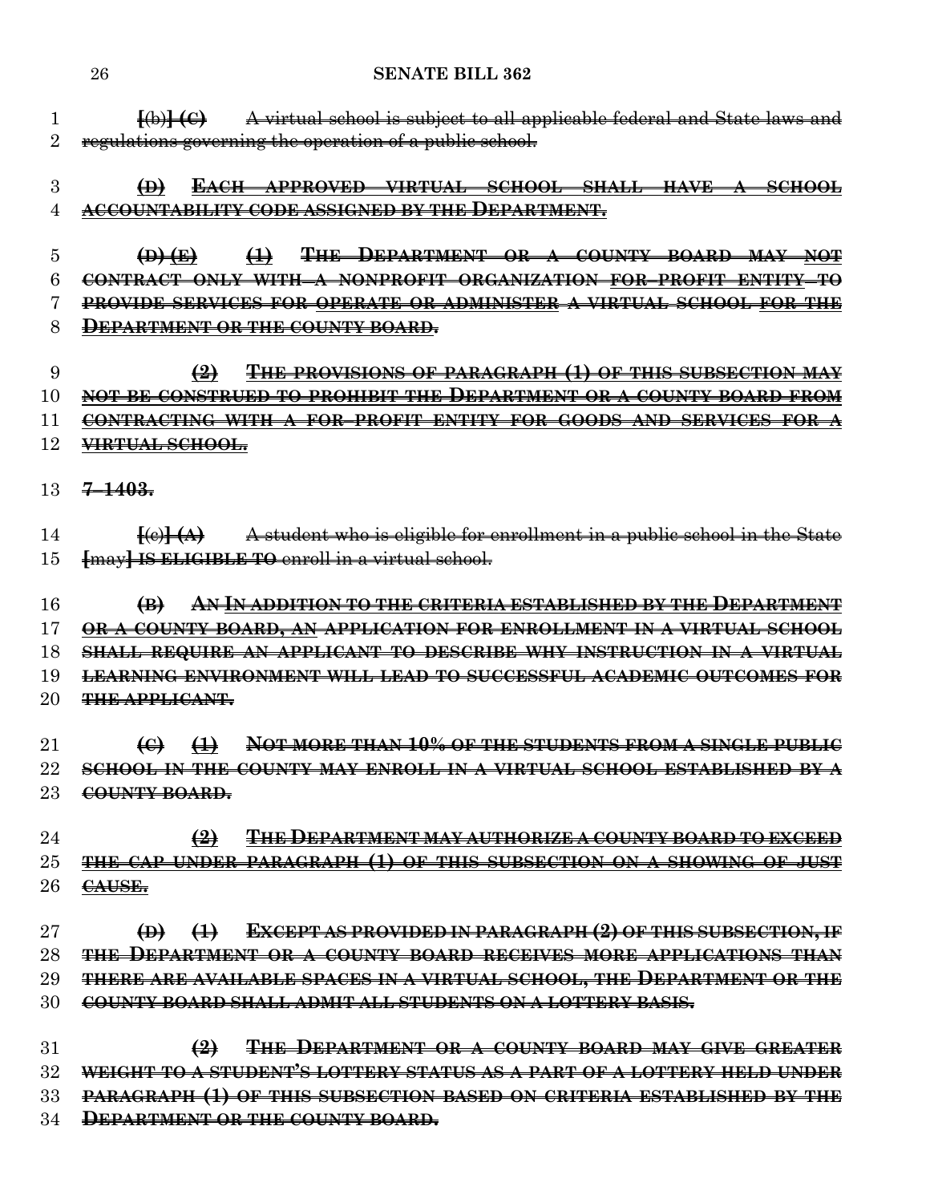~~[(b)] (C) A virtual school is subject to all applicable federal and State laws and regulations governing the operation of a public school.~~

~~**(D) EACH APPROVED VIRTUAL SCHOOL SHALL HAVE A SCHOOL ACCOUNTABILITY CODE ASSIGNED BY THE DEPARTMENT.**~~

~~**(D) (E) (1) THE DEPARTMENT OR A COUNTY BOARD MAY NOT CONTRACT ONLY WITH A NONPROFIT ORGANIZATION FOR-PROFIT ENTITY TO PROVIDE SERVICES FOR OPERATE OR ADMINISTER A VIRTUAL SCHOOL FOR THE DEPARTMENT OR THE COUNTY BOARD.**~~

~~**(2) THE PROVISIONS OF PARAGRAPH (1) OF THIS SUBSECTION MAY NOT BE CONSTRUED TO PROHIBIT THE DEPARTMENT OR A COUNTY BOARD FROM CONTRACTING WITH A FOR-PROFIT ENTITY FOR GOODS AND SERVICES FOR A VIRTUAL SCHOOL.**~~

~~**7-1403.**~~

~~[(c)] (A) A student who is eligible for enrollment in a public school in the State [may] **IS ELIGIBLE TO** enroll in a virtual school.~~

~~**(B) AN IN ADDITION TO THE CRITERIA ESTABLISHED BY THE DEPARTMENT OR A COUNTY BOARD, AN APPLICATION FOR ENROLLMENT IN A VIRTUAL SCHOOL SHALL REQUIRE AN APPLICANT TO DESCRIBE WHY INSTRUCTION IN A VIRTUAL LEARNING ENVIRONMENT WILL LEAD TO SUCCESSFUL ACADEMIC OUTCOMES FOR THE APPLICANT.**~~

~~**(C) (1) NOT MORE THAN 10% OF THE STUDENTS FROM A SINGLE PUBLIC SCHOOL IN THE COUNTY MAY ENROLL IN A VIRTUAL SCHOOL ESTABLISHED BY A COUNTY BOARD.**~~

~~**(2) THE DEPARTMENT MAY AUTHORIZE A COUNTY BOARD TO EXCEED THE CAP UNDER PARAGRAPH (1) OF THIS SUBSECTION ON A SHOWING OF JUST CAUSE.**~~

~~**(D) (1) EXCEPT AS PROVIDED IN PARAGRAPH (2) OF THIS SUBSECTION, IF THE DEPARTMENT OR A COUNTY BOARD RECEIVES MORE APPLICATIONS THAN THERE ARE AVAILABLE SPACES IN A VIRTUAL SCHOOL, THE DEPARTMENT OR THE COUNTY BOARD SHALL ADMIT ALL STUDENTS ON A LOTTERY BASIS.**~~

~~**(2) THE DEPARTMENT OR A COUNTY BOARD MAY GIVE GREATER WEIGHT TO A STUDENT'S LOTTERY STATUS AS A PART OF A LOTTERY HELD UNDER PARAGRAPH (1) OF THIS SUBSECTION BASED ON CRITERIA ESTABLISHED BY THE DEPARTMENT OR THE COUNTY BOARD.**~~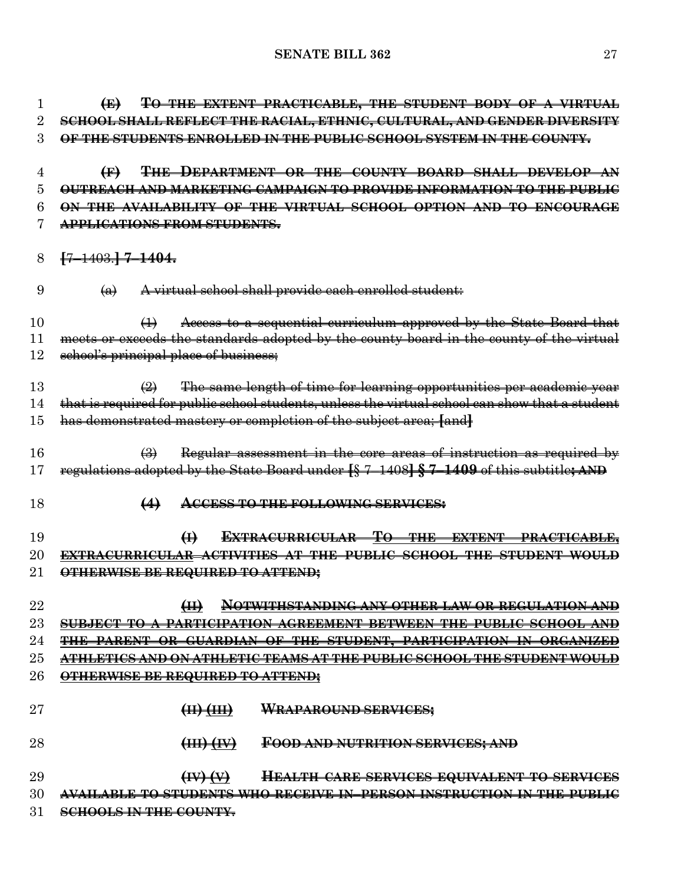(E) TO THE EXTENT PRACTICABLE, THE STUDENT BODY OF A VIRTUAL SCHOOL SHALL REFLECT THE RACIAL, ETHNIC, CULTURAL, AND GENDER DIVERSITY OF THE STUDENTS ENROLLED IN THE PUBLIC SCHOOL SYSTEM IN THE COUNTY.

(F) THE DEPARTMENT OR THE COUNTY BOARD SHALL DEVELOP AN OUTREACH AND MARKETING CAMPAIGN TO PROVIDE INFORMATION TO THE PUBLIC ON THE AVAILABILITY OF THE VIRTUAL SCHOOL OPTION AND TO ENCOURAGE APPLICATIONS FROM STUDENTS.

**[**7–1403.**] 7–1404.**

(a) A virtual school shall provide each enrolled student:

(1) Access to a sequential curriculum approved by the State Board that meets or exceeds the standards adopted by the county board in the county of the virtual school's principal place of business;

(2) The same length of time for learning opportunities per academic year that is required for public school students, unless the virtual school can show that a student has demonstrated mastery or completion of the subject area; **[**and**]**

(3) Regular assessment in the core areas of instruction as required by regulations adopted by the State Board under **[**§ 7–1408**] § 7–1409** of this subtitle**; AND**

**(4) ACCESS TO THE FOLLOWING SERVICES:**

**(I) EXTRACURRICULAR TO THE EXTENT PRACTICABLE, EXTRACURRICULAR ACTIVITIES AT THE PUBLIC SCHOOL THE STUDENT WOULD OTHERWISE BE REQUIRED TO ATTEND;**

**(II) NOTWITHSTANDING ANY OTHER LAW OR REGULATION AND SUBJECT TO A PARTICIPATION AGREEMENT BETWEEN THE PUBLIC SCHOOL AND THE PARENT OR GUARDIAN OF THE STUDENT, PARTICIPATION IN ORGANIZED ATHLETICS AND ON ATHLETIC TEAMS AT THE PUBLIC SCHOOL THE STUDENT WOULD OTHERWISE BE REQUIRED TO ATTEND;**

**(II) (III) WRAPAROUND SERVICES;**

**(III) (IV) FOOD AND NUTRITION SERVICES; AND**

**(IV) (V) HEALTH CARE SERVICES EQUIVALENT TO SERVICES AVAILABLE TO STUDENTS WHO RECEIVE IN–PERSON INSTRUCTION IN THE PUBLIC SCHOOLS IN THE COUNTY.**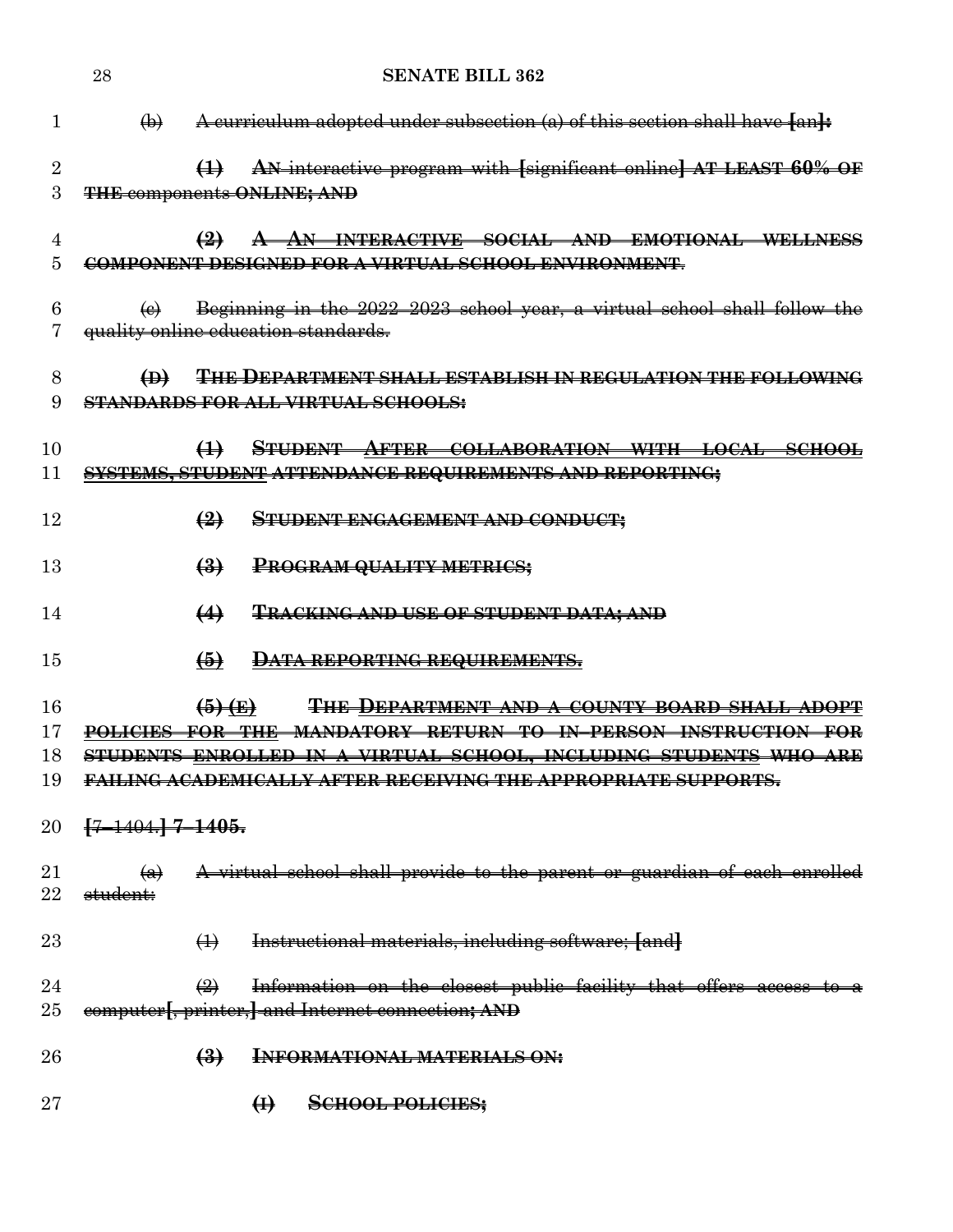(b) A curriculum adopted under subsection (a) of this section shall have [an]:

(1) AN interactive program with [significant online] AT LEAST 60% OF THE components ONLINE; AND

(2) A AN INTERACTIVE SOCIAL AND EMOTIONAL WELLNESS COMPONENT DESIGNED FOR A VIRTUAL SCHOOL ENVIRONMENT.

(c) Beginning in the 2022–2023 school year, a virtual school shall follow the quality online education standards.

(D) THE DEPARTMENT SHALL ESTABLISH IN REGULATION THE FOLLOWING STANDARDS FOR ALL VIRTUAL SCHOOLS:

(1) STUDENT AFTER COLLABORATION WITH LOCAL SCHOOL SYSTEMS, STUDENT ATTENDANCE REQUIREMENTS AND REPORTING;

(2) STUDENT ENGAGEMENT AND CONDUCT;

(3) PROGRAM QUALITY METRICS;

(4) TRACKING AND USE OF STUDENT DATA; AND

(5) DATA REPORTING REQUIREMENTS.

(5) (E) THE DEPARTMENT AND A COUNTY BOARD SHALL ADOPT POLICIES FOR THE MANDATORY RETURN TO IN-PERSON INSTRUCTION FOR STUDENTS ENROLLED IN A VIRTUAL SCHOOL, INCLUDING STUDENTS WHO ARE FAILING ACADEMICALLY AFTER RECEIVING THE APPROPRIATE SUPPORTS.

[7–1404.] 7–1405.

(a) A virtual school shall provide to the parent or guardian of each enrolled student:

(1) Instructional materials, including software; [and]

(2) Information on the closest public facility that offers access to a computer[, printer,] and Internet connection; AND

(3) INFORMATIONAL MATERIALS ON:

(I) SCHOOL POLICIES;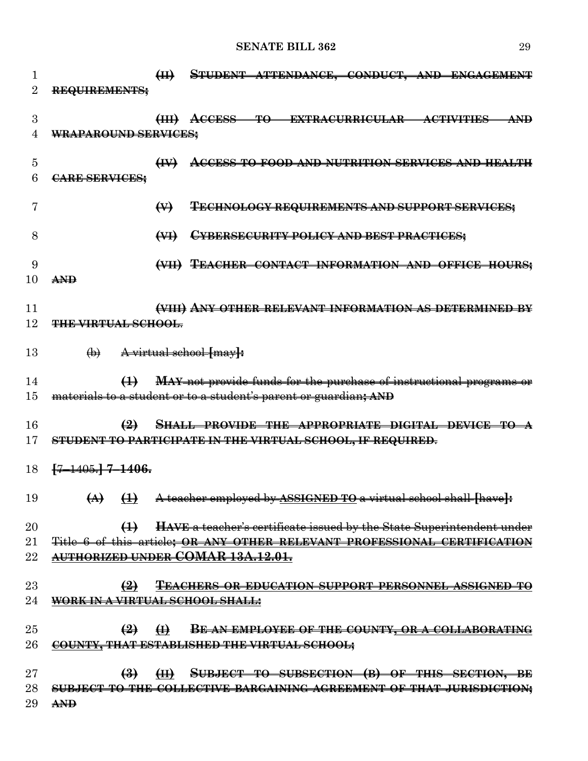(II) STUDENT ATTENDANCE, CONDUCT, AND ENGAGEMENT REQUIREMENTS;

(III) ACCESS TO EXTRACURRICULAR ACTIVITIES AND WRAPAROUND SERVICES;

(IV) ACCESS TO FOOD AND NUTRITION SERVICES AND HEALTH CARE SERVICES;

(V) TECHNOLOGY REQUIREMENTS AND SUPPORT SERVICES;

(VI) CYBERSECURITY POLICY AND BEST PRACTICES;

(VII) TEACHER CONTACT INFORMATION AND OFFICE HOURS; AND

(VIII) ANY OTHER RELEVANT INFORMATION AS DETERMINED BY THE VIRTUAL SCHOOL.

(b) A virtual school [may]:

(1) MAY not provide funds for the purchase of instructional programs or materials to a student or to a student's parent or guardian; AND

(2) SHALL PROVIDE THE APPROPRIATE DIGITAL DEVICE TO A STUDENT TO PARTICIPATE IN THE VIRTUAL SCHOOL, IF REQUIRED.

[7–1405.] 7–1406.

(A) (1) A teacher employed by ASSIGNED TO a virtual school shall [have]:

(1) HAVE a teacher's certificate issued by the State Superintendent under Title 6 of this article; OR ANY OTHER RELEVANT PROFESSIONAL CERTIFICATION AUTHORIZED UNDER COMAR 13A.12.01.

(2) TEACHERS OR EDUCATION SUPPORT PERSONNEL ASSIGNED TO WORK IN A VIRTUAL SCHOOL SHALL:

(2) (I) BE AN EMPLOYEE OF THE COUNTY, OR A COLLABORATING COUNTY, THAT ESTABLISHED THE VIRTUAL SCHOOL;

(3) (II) SUBJECT TO SUBSECTION (B) OF THIS SECTION, BE SUBJECT TO THE COLLECTIVE BARGAINING AGREEMENT OF THAT JURISDICTION; AND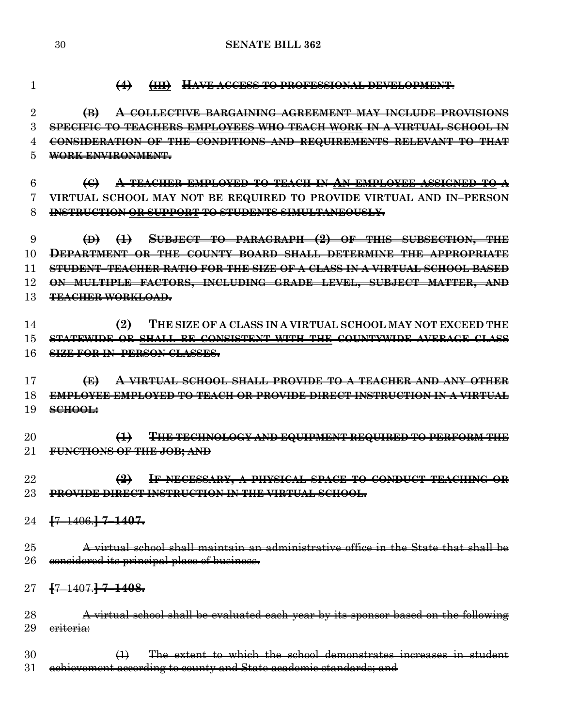**(4) (III) HAVE ACCESS TO PROFESSIONAL DEVELOPMENT.**

**(B) A COLLECTIVE BARGAINING AGREEMENT MAY INCLUDE PROVISIONS SPECIFIC TO TEACHERS EMPLOYEES WHO TEACH WORK IN A VIRTUAL SCHOOL IN CONSIDERATION OF THE CONDITIONS AND REQUIREMENTS RELEVANT TO THAT WORK ENVIRONMENT.**

**(C) A TEACHER EMPLOYED TO TEACH IN AN EMPLOYEE ASSIGNED TO A VIRTUAL SCHOOL MAY NOT BE REQUIRED TO PROVIDE VIRTUAL AND IN–PERSON INSTRUCTION OR SUPPORT TO STUDENTS SIMULTANEOUSLY.**

**(D) (1) SUBJECT TO PARAGRAPH (2) OF THIS SUBSECTION, THE DEPARTMENT OR THE COUNTY BOARD SHALL DETERMINE THE APPROPRIATE STUDENT–TEACHER RATIO FOR THE SIZE OF A CLASS IN A VIRTUAL SCHOOL BASED ON MULTIPLE FACTORS, INCLUDING GRADE LEVEL, SUBJECT MATTER, AND TEACHER WORKLOAD.**

**(2) THE SIZE OF A CLASS IN A VIRTUAL SCHOOL MAY NOT EXCEED THE STATEWIDE OR SHALL BE CONSISTENT WITH THE COUNTYWIDE AVERAGE CLASS SIZE FOR IN–PERSON CLASSES.**

**(E) A VIRTUAL SCHOOL SHALL PROVIDE TO A TEACHER AND ANY OTHER EMPLOYEE EMPLOYED TO TEACH OR PROVIDE DIRECT INSTRUCTION IN A VIRTUAL SCHOOL:**

**(1) THE TECHNOLOGY AND EQUIPMENT REQUIRED TO PERFORM THE FUNCTIONS OF THE JOB; AND**

**(2) IF NECESSARY, A PHYSICAL SPACE TO CONDUCT TEACHING OR PROVIDE DIRECT INSTRUCTION IN THE VIRTUAL SCHOOL.**

[7–1406.] **7–1407.**

A virtual school shall maintain an administrative office in the State that shall be considered its principal place of business.

[7–1407.] **7–1408.**

A virtual school shall be evaluated each year by its sponsor based on the following criteria:

(1) The extent to which the school demonstrates increases in student achievement according to county and State academic standards; and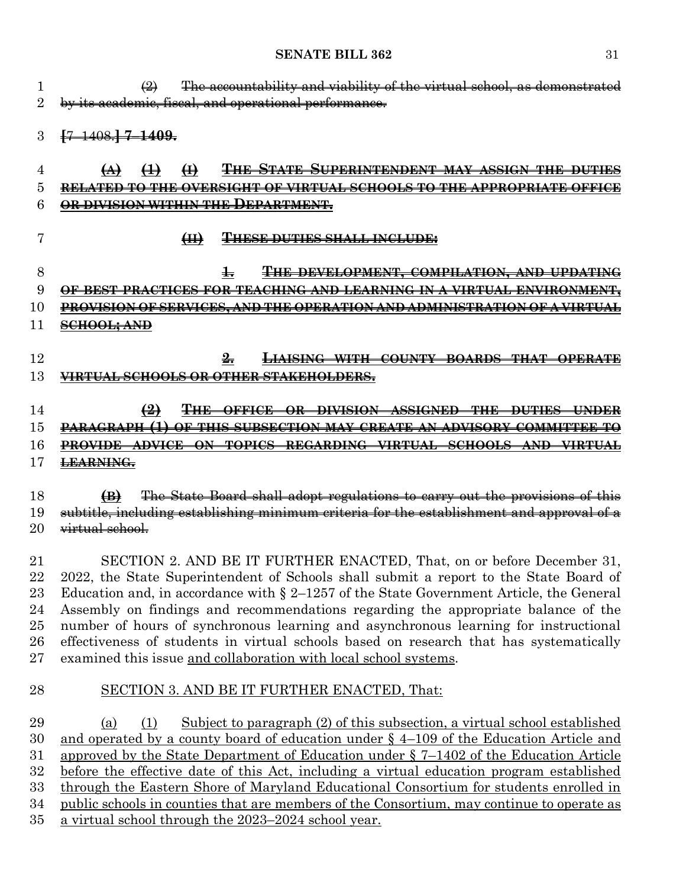~~(2) The accountability and viability of the virtual school, as demonstrated by its academic, fiscal, and operational performance.~~

~~**[7–1408.] 7–1409.**~~

~~**(A) (1) (I) THE STATE SUPERINTENDENT MAY ASSIGN THE DUTIES RELATED TO THE OVERSIGHT OF VIRTUAL SCHOOLS TO THE APPROPRIATE OFFICE OR DIVISION WITHIN THE DEPARTMENT.**~~

~~**(II) THESE DUTIES SHALL INCLUDE:**~~

~~**1. THE DEVELOPMENT, COMPILATION, AND UPDATING OF BEST PRACTICES FOR TEACHING AND LEARNING IN A VIRTUAL ENVIRONMENT, PROVISION OF SERVICES, AND THE OPERATION AND ADMINISTRATION OF A VIRTUAL SCHOOL; AND**~~

~~**2. LIAISING WITH COUNTY BOARDS THAT OPERATE VIRTUAL SCHOOLS OR OTHER STAKEHOLDERS.**~~

~~**(2) THE OFFICE OR DIVISION ASSIGNED THE DUTIES UNDER PARAGRAPH (1) OF THIS SUBSECTION MAY CREATE AN ADVISORY COMMITTEE TO PROVIDE ADVICE ON TOPICS REGARDING VIRTUAL SCHOOLS AND VIRTUAL LEARNING.**~~

~~**(B)** The State Board shall adopt regulations to carry out the provisions of this subtitle, including establishing minimum criteria for the establishment and approval of a virtual school.~~

SECTION 2. AND BE IT FURTHER ENACTED, That, on or before December 31, 2022, the State Superintendent of Schools shall submit a report to the State Board of Education and, in accordance with § 2–1257 of the State Government Article, the General Assembly on findings and recommendations regarding the appropriate balance of the number of hours of synchronous learning and asynchronous learning for instructional effectiveness of students in virtual schools based on research that has systematically examined this issue <u>and collaboration with local school systems</u>.

<u>SECTION 3. AND BE IT FURTHER ENACTED, That:</u>

<u>(a) (1) Subject to paragraph (2) of this subsection, a virtual school established and operated by a county board of education under § 4–109 of the Education Article and approved by the State Department of Education under § 7–1402 of the Education Article before the effective date of this Act, including a virtual education program established through the Eastern Shore of Maryland Educational Consortium for students enrolled in public schools in counties that are members of the Consortium, may continue to operate as a virtual school through the 2023–2024 school year.</u>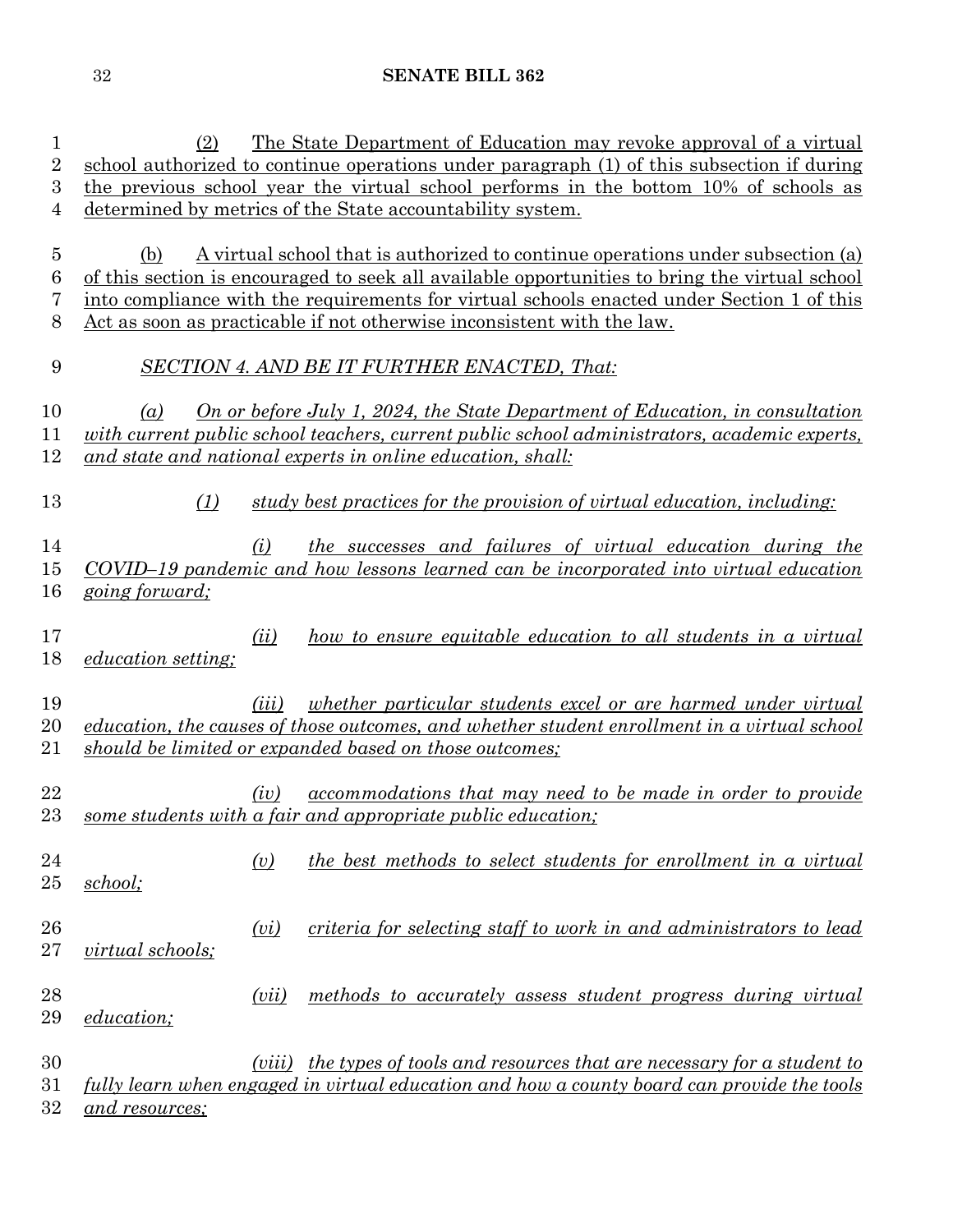(2) The State Department of Education may revoke approval of a virtual school authorized to continue operations under paragraph (1) of this subsection if during the previous school year the virtual school performs in the bottom 10% of schools as determined by metrics of the State accountability system.

(b) A virtual school that is authorized to continue operations under subsection (a) of this section is encouraged to seek all available opportunities to bring the virtual school into compliance with the requirements for virtual schools enacted under Section 1 of this Act as soon as practicable if not otherwise inconsistent with the law.

*SECTION 4. AND BE IT FURTHER ENACTED, That:*

*(a) On or before July 1, 2024, the State Department of Education, in consultation with current public school teachers, current public school administrators, academic experts, and state and national experts in online education, shall:*

*(1) study best practices for the provision of virtual education, including:*

*(i) the successes and failures of virtual education during the COVID–19 pandemic and how lessons learned can be incorporated into virtual education going forward;*

*(ii) how to ensure equitable education to all students in a virtual education setting;*

*(iii) whether particular students excel or are harmed under virtual education, the causes of those outcomes, and whether student enrollment in a virtual school should be limited or expanded based on those outcomes;*

*(iv) accommodations that may need to be made in order to provide some students with a fair and appropriate public education;*

*(v) the best methods to select students for enrollment in a virtual school;*

*(vi) criteria for selecting staff to work in and administrators to lead virtual schools;*

*(vii) methods to accurately assess student progress during virtual education;*

*(viii) the types of tools and resources that are necessary for a student to fully learn when engaged in virtual education and how a county board can provide the tools and resources;*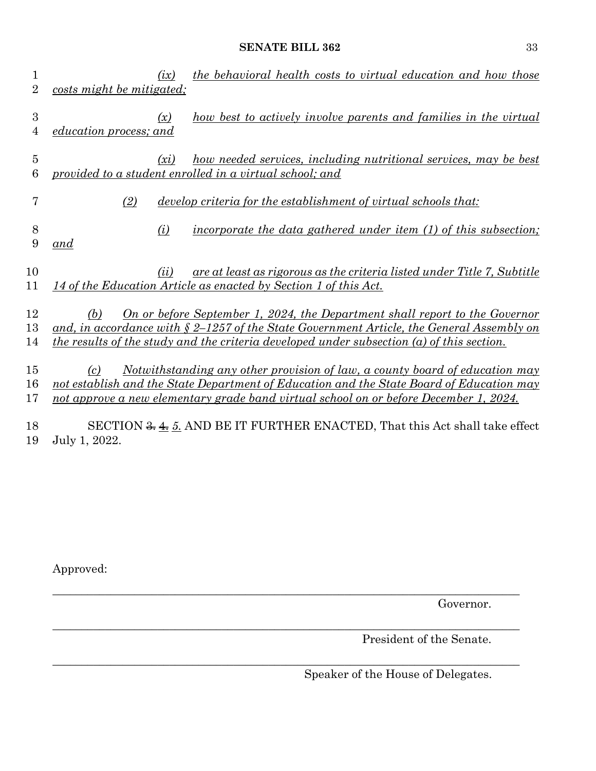(ix) *the behavioral health costs to virtual education and how those costs might be mitigated;*

(x) *how best to actively involve parents and families in the virtual education process; and*

(xi) *how needed services, including nutritional services, may be best provided to a student enrolled in a virtual school; and*

(2) *develop criteria for the establishment of virtual schools that:*

(i) *incorporate the data gathered under item (1) of this subsection; and*

(ii) *are at least as rigorous as the criteria listed under Title 7, Subtitle 14 of the Education Article as enacted by Section 1 of this Act.*

(b) *On or before September 1, 2024, the Department shall report to the Governor and, in accordance with § 2–1257 of the State Government Article, the General Assembly on the results of the study and the criteria developed under subsection (a) of this section.*

(c) *Notwithstanding any other provision of law, a county board of education may not establish and the State Department of Education and the State Board of Education may not approve a new elementary grade band virtual school on or before December 1, 2024.*

SECTION ~~3.~~ ~~4.~~ *5.* AND BE IT FURTHER ENACTED, That this Act shall take effect July 1, 2022.

Approved:

\_\_\_\_\_\_\_\_\_\_\_\_\_\_\_\_\_\_\_\_\_\_\_\_\_\_\_\_\_\_\_\_\_\_\_\_\_\_\_\_\_\_\_\_

Governor.

\_\_\_\_\_\_\_\_\_\_\_\_\_\_\_\_\_\_\_\_\_\_\_\_\_\_\_\_\_\_\_\_\_\_\_\_\_\_\_\_\_\_\_\_

President of the Senate.

\_\_\_\_\_\_\_\_\_\_\_\_\_\_\_\_\_\_\_\_\_\_\_\_\_\_\_\_\_\_\_\_\_\_\_\_\_\_\_\_\_\_\_\_

Speaker of the House of Delegates.